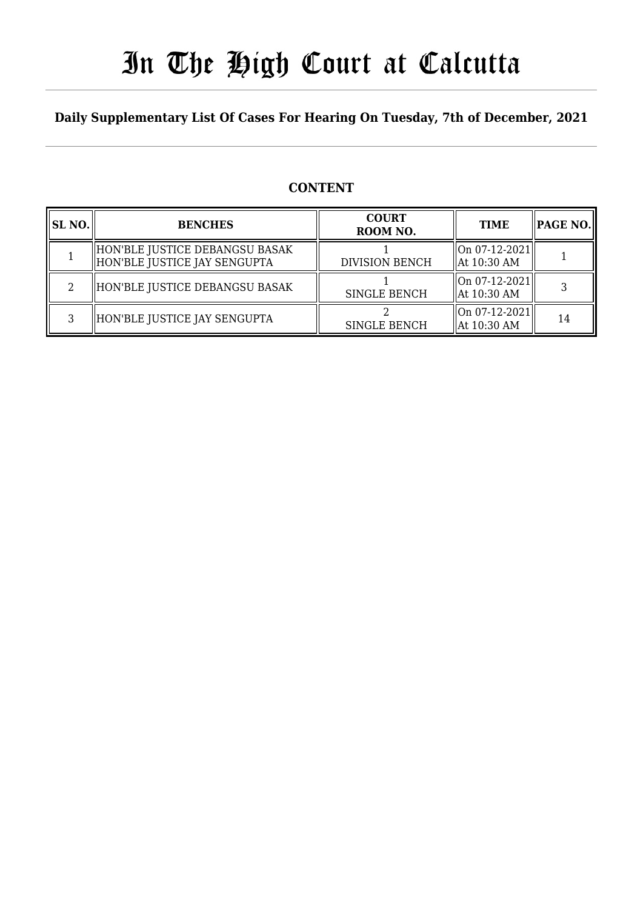# In The High Court at Calcutta

**Daily Supplementary List Of Cases For Hearing On Tuesday, 7th of December, 2021**

## CONTENT

| SL NO. | BENCHES | COURT ROOM NO. | TIME | PAGE NO. |
|---|---|---|---|---|
| 1 | HON'BLE JUSTICE DEBANGSU BASAK<br>HON'BLE JUSTICE JAY SENGUPTA | 1<br>DIVISION BENCH | On 07-12-2021<br>At 10:30 AM | 1 |
| 2 | HON'BLE JUSTICE DEBANGSU BASAK | 1<br>SINGLE BENCH | On 07-12-2021<br>At 10:30 AM | 3 |
| 3 | HON'BLE JUSTICE JAY SENGUPTA | 2<br>SINGLE BENCH | On 07-12-2021<br>At 10:30 AM | 14 |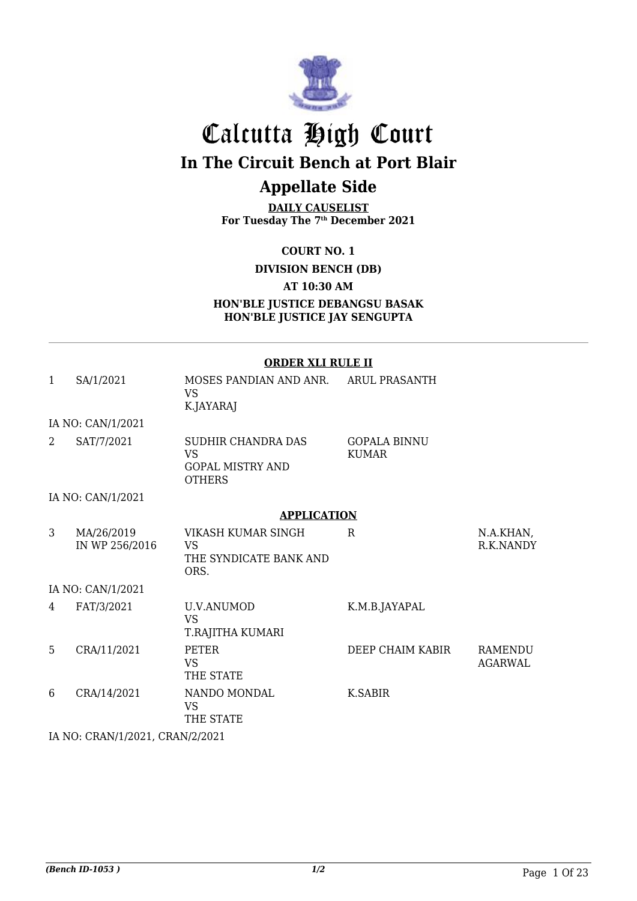# Calcutta High Court

## In The Circuit Bench at Port Blair

## Appellate Side

**DAILY CAUSELIST**
**For Tuesday The 7th December 2021**

**COURT NO. 1**

**DIVISION BENCH (DB)**

**AT 10:30 AM**

**HON'BLE JUSTICE DEBANGSU BASAK**
**HON'BLE JUSTICE JAY SENGUPTA**

**ORDER XLI RULE II**

| | | | | |
|---|---|---|---|---|
| 1 | SA/1/2021 | MOSES PANDIAN AND ANR. VS K.JAYARAJ | ARUL PRASANTH | |
| | IA NO: CAN/1/2021 | | | |
| 2 | SAT/7/2021 | SUDHIR CHANDRA DAS VS GOPAL MISTRY AND OTHERS | GOPALA BINNU KUMAR | |
| | IA NO: CAN/1/2021 | | | |

**APPLICATION**

| | | | | |
|---|---|---|---|---|
| 3 | MA/26/2019 IN WP 256/2016 | VIKASH KUMAR SINGH VS THE SYNDICATE BANK AND ORS. | R | N.A.KHAN, R.K.NANDY |
| | IA NO: CAN/1/2021 | | | |
| 4 | FAT/3/2021 | U.V.ANUMOD VS T.RAJITHA KUMARI | K.M.B.JAYAPAL | |
| 5 | CRA/11/2021 | PETER VS THE STATE | DEEP CHAIM KABIR | RAMENDU AGARWAL |
| 6 | CRA/14/2021 | NANDO MONDAL VS THE STATE | K.SABIR | |
| | IA NO: CRAN/1/2021, CRAN/2/2021 | | | |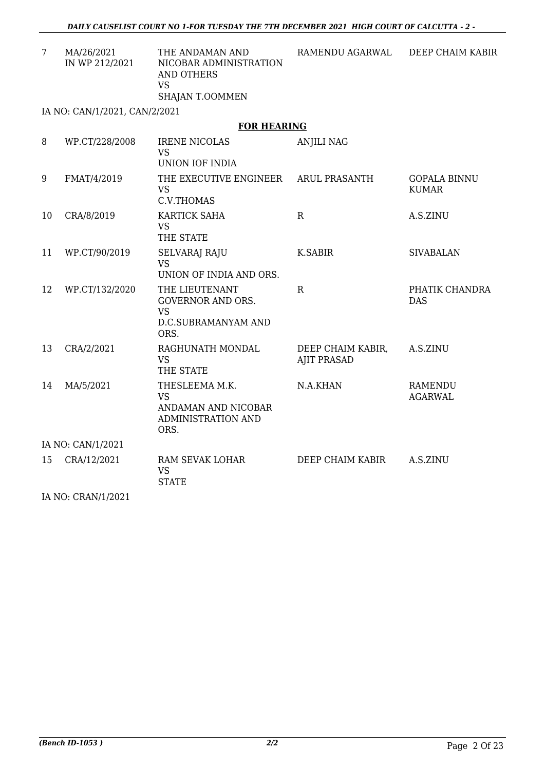| 7 | MA/26/2021 IN WP 212/2021 | THE ANDAMAN AND NICOBAR ADMINISTRATION AND OTHERS VS SHAJAN T.OOMMEN | RAMENDU AGARWAL | DEEP CHAIM KABIR |
|---|---|---|---|---|

IA NO: CAN/1/2021, CAN/2/2021

## FOR HEARING

| 8 | WP.CT/228/2008 | IRENE NICOLAS VS UNION IOF INDIA | ANJILI NAG | |
|---|---|---|---|---|
| 9 | FMAT/4/2019 | THE EXECUTIVE ENGINEER VS C.V.THOMAS | ARUL PRASANTH | GOPALA BINNU KUMAR |
| 10 | CRA/8/2019 | KARTICK SAHA VS THE STATE | R | A.S.ZINU |
| 11 | WP.CT/90/2019 | SELVARAJ RAJU VS UNION OF INDIA AND ORS. | K.SABIR | SIVABALAN |
| 12 | WP.CT/132/2020 | THE LIEUTENANT GOVERNOR AND ORS. VS D.C.SUBRAMANYAM AND ORS. | R | PHATIK CHANDRA DAS |
| 13 | CRA/2/2021 | RAGHUNATH MONDAL VS THE STATE | DEEP CHAIM KABIR, AJIT PRASAD | A.S.ZINU |
| 14 | MA/5/2021 | THESLEEMA M.K. VS ANDAMAN AND NICOBAR ADMINISTRATION AND ORS. | N.A.KHAN | RAMENDU AGARWAL |

IA NO: CAN/1/2021

| 15 | CRA/12/2021 | RAM SEVAK LOHAR VS STATE | DEEP CHAIM KABIR | A.S.ZINU |
|---|---|---|---|---|

IA NO: CRAN/1/2021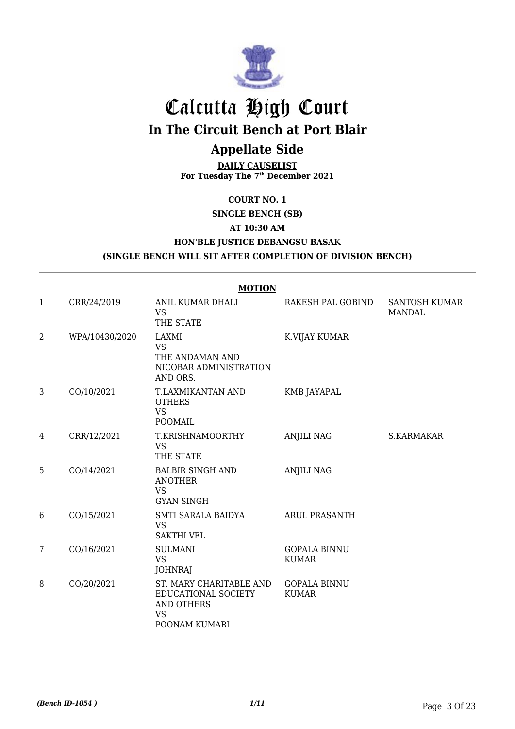# Calcutta High Court

## In The Circuit Bench at Port Blair

## Appellate Side

**DAILY CAUSELIST**
**For Tuesday The 7th December 2021**

**COURT NO. 1**

**SINGLE BENCH (SB)**

**AT 10:30 AM**

**HON'BLE JUSTICE DEBANGSU BASAK**

**(SINGLE BENCH WILL SIT AFTER COMPLETION OF DIVISION BENCH)**

**MOTION**

| | | | | |
|---|---|---|---|---|
| 1 | CRR/24/2019 | ANIL KUMAR DHALI<br>VS<br>THE STATE | RAKESH PAL GOBIND | SANTOSH KUMAR MANDAL |
| 2 | WPA/10430/2020 | LAXMI<br>VS<br>THE ANDAMAN AND NICOBAR ADMINISTRATION AND ORS. | K.VIJAY KUMAR | |
| 3 | CO/10/2021 | T.LAXMIKANTAN AND OTHERS<br>VS<br>POOMAIL | KMB JAYAPAL | |
| 4 | CRR/12/2021 | T.KRISHNAMOORTHY<br>VS<br>THE STATE | ANJILI NAG | S.KARMAKAR |
| 5 | CO/14/2021 | BALBIR SINGH AND ANOTHER<br>VS<br>GYAN SINGH | ANJILI NAG | |
| 6 | CO/15/2021 | SMTI SARALA BAIDYA<br>VS<br>SAKTHI VEL | ARUL PRASANTH | |
| 7 | CO/16/2021 | SULMANI<br>VS<br>JOHNRAJ | GOPALA BINNU KUMAR | |
| 8 | CO/20/2021 | ST. MARY CHARITABLE AND EDUCATIONAL SOCIETY AND OTHERS<br>VS<br>POONAM KUMARI | GOPALA BINNU KUMAR | |

*(Bench ID-1054 )* 1/11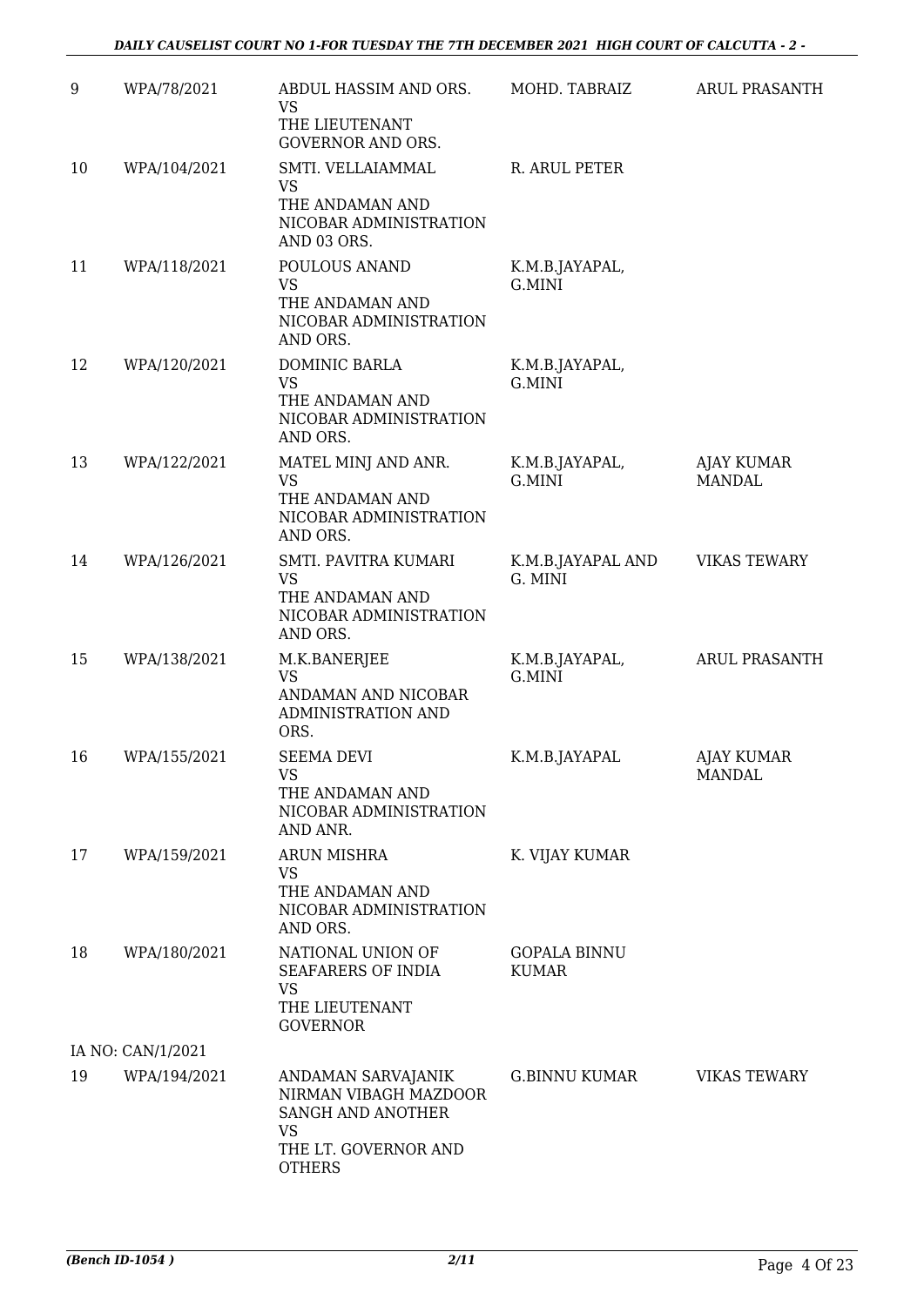| 9 | WPA/78/2021 | ABDUL HASSIM AND ORS.<br>VS<br>THE LIEUTENANT GOVERNOR AND ORS. | MOHD. TABRAIZ | ARUL PRASANTH |
|---|---|---|---|---|
| 10 | WPA/104/2021 | SMTI. VELLAIAMMAL<br>VS<br>THE ANDAMAN AND NICOBAR ADMINISTRATION AND 03 ORS. | R. ARUL PETER | |
| 11 | WPA/118/2021 | POULOUS ANAND<br>VS<br>THE ANDAMAN AND NICOBAR ADMINISTRATION AND ORS. | K.M.B.JAYAPAL, G.MINI | |
| 12 | WPA/120/2021 | DOMINIC BARLA<br>VS<br>THE ANDAMAN AND NICOBAR ADMINISTRATION AND ORS. | K.M.B.JAYAPAL, G.MINI | |
| 13 | WPA/122/2021 | MATEL MINJ AND ANR.<br>VS<br>THE ANDAMAN AND NICOBAR ADMINISTRATION AND ORS. | K.M.B.JAYAPAL, G.MINI | AJAY KUMAR MANDAL |
| 14 | WPA/126/2021 | SMTI. PAVITRA KUMARI<br>VS<br>THE ANDAMAN AND NICOBAR ADMINISTRATION AND ORS. | K.M.B.JAYAPAL AND G. MINI | VIKAS TEWARY |
| 15 | WPA/138/2021 | M.K.BANERJEE<br>VS<br>ANDAMAN AND NICOBAR ADMINISTRATION AND ORS. | K.M.B.JAYAPAL, G.MINI | ARUL PRASANTH |
| 16 | WPA/155/2021 | SEEMA DEVI<br>VS<br>THE ANDAMAN AND NICOBAR ADMINISTRATION AND ANR. | K.M.B.JAYAPAL | AJAY KUMAR MANDAL |
| 17 | WPA/159/2021 | ARUN MISHRA<br>VS<br>THE ANDAMAN AND NICOBAR ADMINISTRATION AND ORS. | K. VIJAY KUMAR | |
| 18 | WPA/180/2021 | NATIONAL UNION OF SEAFARERS OF INDIA<br>VS<br>THE LIEUTENANT GOVERNOR | GOPALA BINNU KUMAR | |
| | IA NO: CAN/1/2021 | | | |
| 19 | WPA/194/2021 | ANDAMAN SARVAJANIK NIRMAN VIBAGH MAZDOOR SANGH AND ANOTHER<br>VS<br>THE LT. GOVERNOR AND OTHERS | G.BINNU KUMAR | VIKAS TEWARY |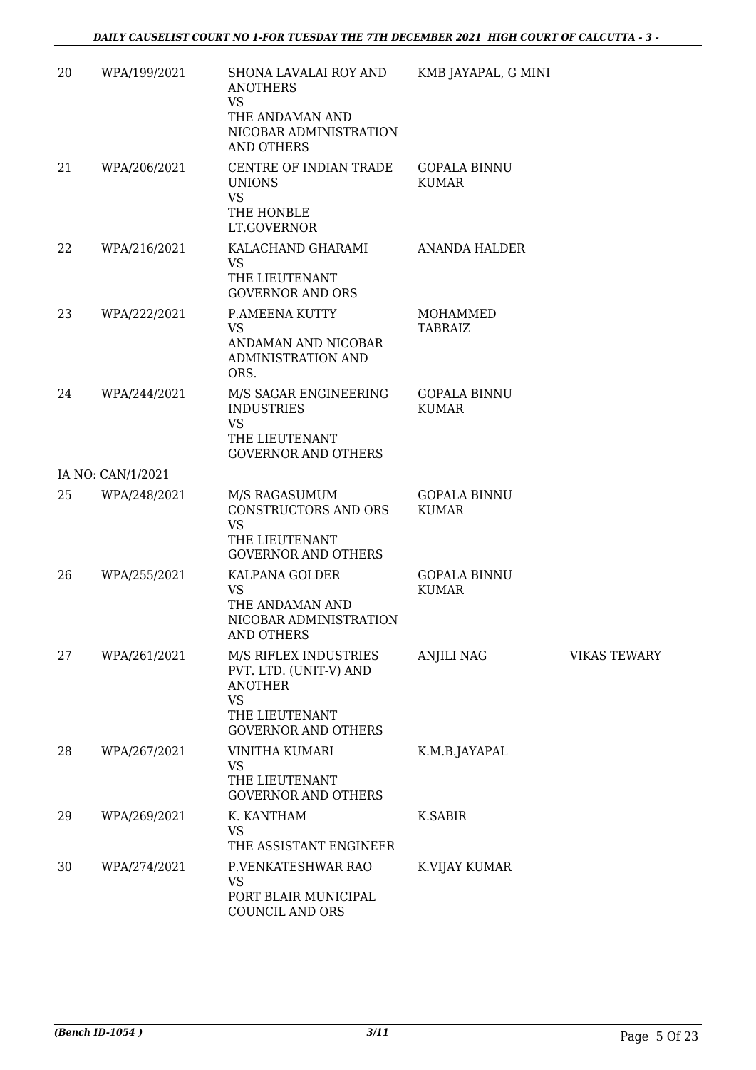| | | | | |
|---|---|---|---|---|
| 20 | WPA/199/2021 | SHONA LAVALAI ROY AND ANOTHERS<br>VS<br>THE ANDAMAN AND NICOBAR ADMINISTRATION AND OTHERS | KMB JAYAPAL, G MINI | |
| 21 | WPA/206/2021 | CENTRE OF INDIAN TRADE UNIONS<br>VS<br>THE HONBLE LT.GOVERNOR | GOPALA BINNU KUMAR | |
| 22 | WPA/216/2021 | KALACHAND GHARAMI<br>VS<br>THE LIEUTENANT GOVERNOR AND ORS | ANANDA HALDER | |
| 23 | WPA/222/2021 | P.AMEENA KUTTY<br>VS<br>ANDAMAN AND NICOBAR ADMINISTRATION AND ORS. | MOHAMMED TABRAIZ | |
| 24 | WPA/244/2021 | M/S SAGAR ENGINEERING INDUSTRIES<br>VS<br>THE LIEUTENANT GOVERNOR AND OTHERS | GOPALA BINNU KUMAR | |
| IA NO: CAN/1/2021 | | | | |
| 25 | WPA/248/2021 | M/S RAGASUMUM CONSTRUCTORS AND ORS<br>VS<br>THE LIEUTENANT GOVERNOR AND OTHERS | GOPALA BINNU KUMAR | |
| 26 | WPA/255/2021 | KALPANA GOLDER<br>VS<br>THE ANDAMAN AND NICOBAR ADMINISTRATION AND OTHERS | GOPALA BINNU KUMAR | |
| 27 | WPA/261/2021 | M/S RIFLEX INDUSTRIES PVT. LTD. (UNIT-V) AND ANOTHER<br>VS<br>THE LIEUTENANT GOVERNOR AND OTHERS | ANJILI NAG | VIKAS TEWARY |
| 28 | WPA/267/2021 | VINITHA KUMARI<br>VS<br>THE LIEUTENANT GOVERNOR AND OTHERS | K.M.B.JAYAPAL | |
| 29 | WPA/269/2021 | K. KANTHAM<br>VS<br>THE ASSISTANT ENGINEER | K.SABIR | |
| 30 | WPA/274/2021 | P.VENKATESHWAR RAO<br>VS<br>PORT BLAIR MUNICIPAL COUNCIL AND ORS | K.VIJAY KUMAR | |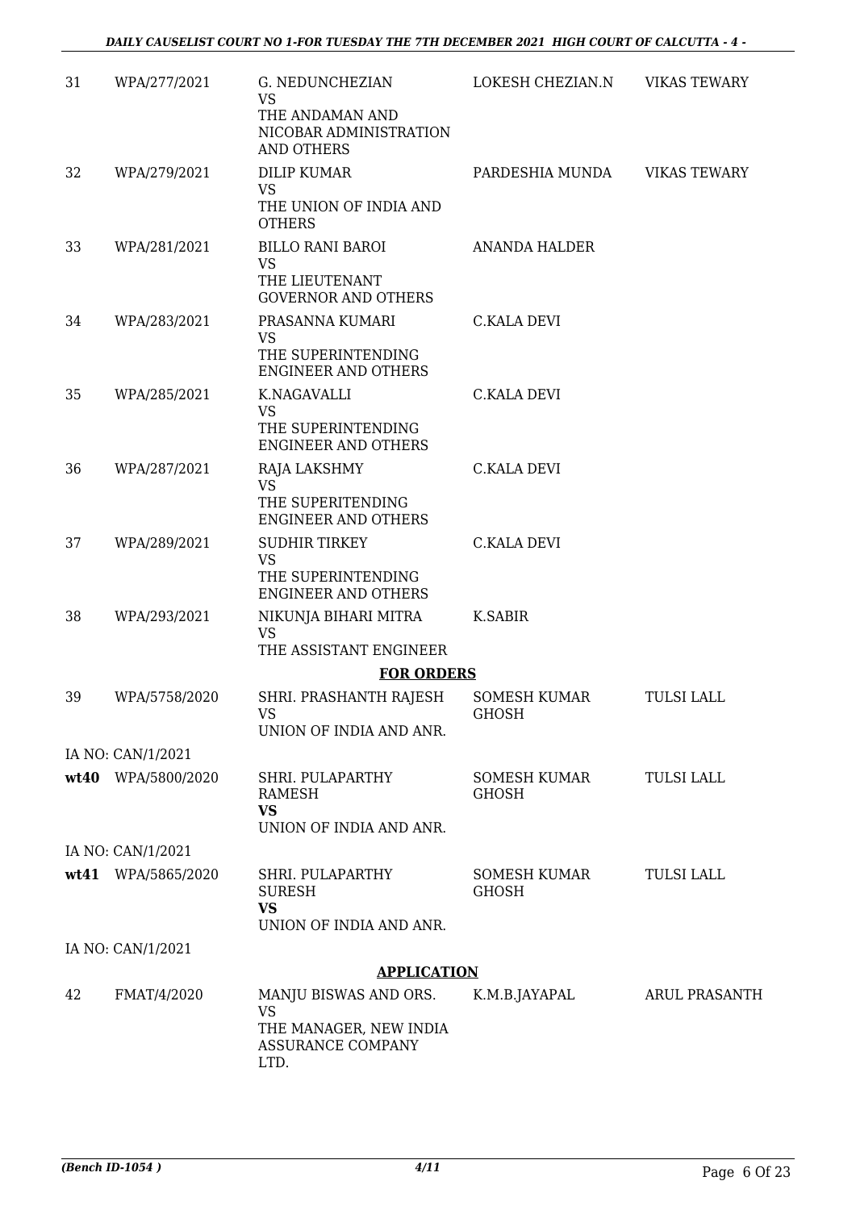| 31 | WPA/277/2021 | G. NEDUNCHEZIAN VS THE ANDAMAN AND NICOBAR ADMINISTRATION AND OTHERS | LOKESH CHEZIAN.N | VIKAS TEWARY |
|---|---|---|---|---|
| 32 | WPA/279/2021 | DILIP KUMAR VS THE UNION OF INDIA AND OTHERS | PARDESHIA MUNDA | VIKAS TEWARY |
| 33 | WPA/281/2021 | BILLO RANI BAROI VS THE LIEUTENANT GOVERNOR AND OTHERS | ANANDA HALDER | |
| 34 | WPA/283/2021 | PRASANNA KUMARI VS THE SUPERINTENDING ENGINEER AND OTHERS | C.KALA DEVI | |
| 35 | WPA/285/2021 | K.NAGAVALLI VS THE SUPERINTENDING ENGINEER AND OTHERS | C.KALA DEVI | |
| 36 | WPA/287/2021 | RAJA LAKSHMY VS THE SUPERITENDING ENGINEER AND OTHERS | C.KALA DEVI | |
| 37 | WPA/289/2021 | SUDHIR TIRKEY VS THE SUPERINTENDING ENGINEER AND OTHERS | C.KALA DEVI | |
| 38 | WPA/293/2021 | NIKUNJA BIHARI MITRA VS THE ASSISTANT ENGINEER | K.SABIR | |
| | | **FOR ORDERS** | | |
| 39 | WPA/5758/2020 | SHRI. PRASHANTH RAJESH VS UNION OF INDIA AND ANR. | SOMESH KUMAR GHOSH | TULSI LALL |
| | IA NO: CAN/1/2021 | | | |
| **wt40** | WPA/5800/2020 | SHRI. PULAPARTHY RAMESH **VS** UNION OF INDIA AND ANR. | SOMESH KUMAR GHOSH | TULSI LALL |
| | IA NO: CAN/1/2021 | | | |
| **wt41** | WPA/5865/2020 | SHRI. PULAPARTHY SURESH **VS** UNION OF INDIA AND ANR. | SOMESH KUMAR GHOSH | TULSI LALL |
| | IA NO: CAN/1/2021 | | | |
| | | **APPLICATION** | | |
| 42 | FMAT/4/2020 | MANJU BISWAS AND ORS. VS THE MANAGER, NEW INDIA ASSURANCE COMPANY LTD. | K.M.B.JAYAPAL | ARUL PRASANTH |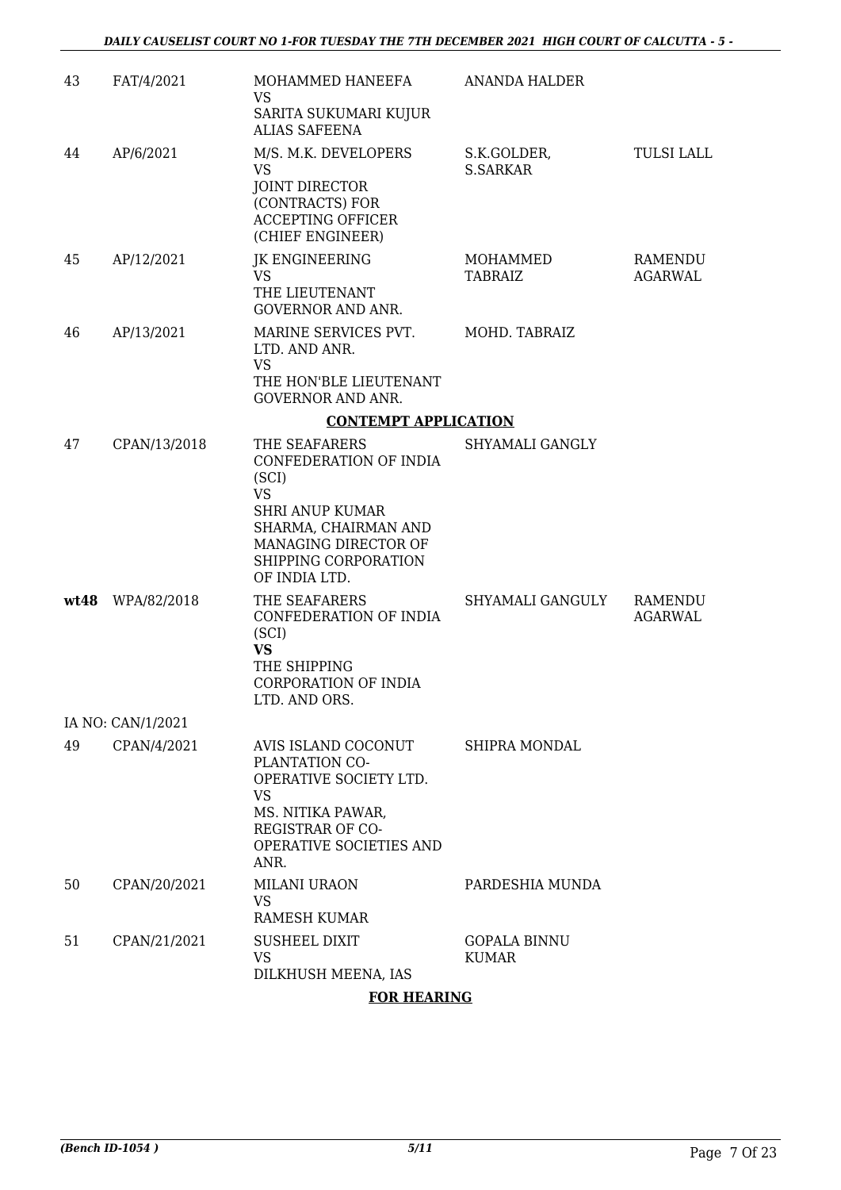| | | | | |
|---|---|---|---|---|
| 43 | FAT/4/2021 | MOHAMMED HANEEFA<br>VS<br>SARITA SUKUMARI KUJUR ALIAS SAFEENA | ANANDA HALDER | |
| 44 | AP/6/2021 | M/S. M.K. DEVELOPERS<br>VS<br>JOINT DIRECTOR (CONTRACTS) FOR ACCEPTING OFFICER (CHIEF ENGINEER) | S.K.GOLDER, S.SARKAR | TULSI LALL |
| 45 | AP/12/2021 | JK ENGINEERING<br>VS<br>THE LIEUTENANT GOVERNOR AND ANR. | MOHAMMED TABRAIZ | RAMENDU AGARWAL |
| 46 | AP/13/2021 | MARINE SERVICES PVT. LTD. AND ANR.<br>VS<br>THE HON'BLE LIEUTENANT GOVERNOR AND ANR. | MOHD. TABRAIZ | |

**CONTEMPT APPLICATION**

| | | | | |
|---|---|---|---|---|
| 47 | CPAN/13/2018 | THE SEAFARERS CONFEDERATION OF INDIA (SCI)<br>VS<br>SHRI ANUP KUMAR SHARMA, CHAIRMAN AND MANAGING DIRECTOR OF SHIPPING CORPORATION OF INDIA LTD. | SHYAMALI GANGLY | |
| **wt48** | WPA/82/2018 | THE SEAFARERS CONFEDERATION OF INDIA (SCI)<br>**VS**<br>THE SHIPPING CORPORATION OF INDIA LTD. AND ORS. | SHYAMALI GANGULY | RAMENDU AGARWAL |
| IA NO: CAN/1/2021 | | | | |
| 49 | CPAN/4/2021 | AVIS ISLAND COCONUT PLANTATION CO-OPERATIVE SOCIETY LTD.<br>VS<br>MS. NITIKA PAWAR, REGISTRAR OF CO-OPERATIVE SOCIETIES AND ANR. | SHIPRA MONDAL | |
| 50 | CPAN/20/2021 | MILANI URAON<br>VS<br>RAMESH KUMAR | PARDESHIA MUNDA | |
| 51 | CPAN/21/2021 | SUSHEEL DIXIT<br>VS<br>DILKHUSH MEENA, IAS | GOPALA BINNU KUMAR | |

**FOR HEARING**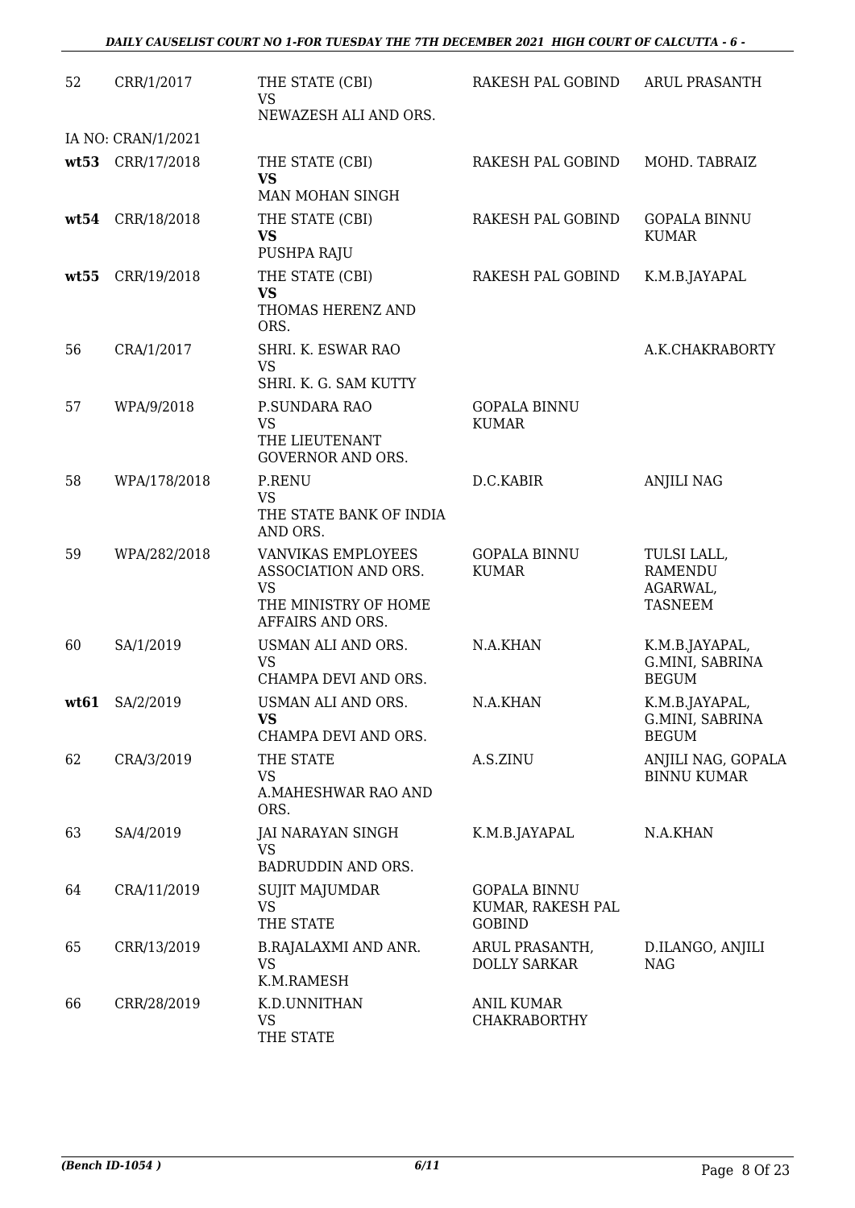| | | | | |
|---|---|---|---|---|
| 52 | CRR/1/2017 | THE STATE (CBI)<br>VS<br>NEWAZESH ALI AND ORS. | RAKESH PAL GOBIND | ARUL PRASANTH |
| | IA NO: CRAN/1/2021 | | | |
| **wt53** | CRR/17/2018 | THE STATE (CBI)<br>**VS**<br>MAN MOHAN SINGH | RAKESH PAL GOBIND | MOHD. TABRAIZ |
| **wt54** | CRR/18/2018 | THE STATE (CBI)<br>**VS**<br>PUSHPA RAJU | RAKESH PAL GOBIND | GOPALA BINNU KUMAR |
| **wt55** | CRR/19/2018 | THE STATE (CBI)<br>**VS**<br>THOMAS HERENZ AND ORS. | RAKESH PAL GOBIND | K.M.B.JAYAPAL |
| 56 | CRA/1/2017 | SHRI. K. ESWAR RAO<br>VS<br>SHRI. K. G. SAM KUTTY | | A.K.CHAKRABORTY |
| 57 | WPA/9/2018 | P.SUNDARA RAO<br>VS<br>THE LIEUTENANT GOVERNOR AND ORS. | GOPALA BINNU KUMAR | |
| 58 | WPA/178/2018 | P.RENU<br>VS<br>THE STATE BANK OF INDIA AND ORS. | D.C.KABIR | ANJILI NAG |
| 59 | WPA/282/2018 | VANVIKAS EMPLOYEES ASSOCIATION AND ORS.<br>VS<br>THE MINISTRY OF HOME AFFAIRS AND ORS. | GOPALA BINNU KUMAR | TULSI LALL, RAMENDU AGARWAL, TASNEEM |
| 60 | SA/1/2019 | USMAN ALI AND ORS.<br>VS<br>CHAMPA DEVI AND ORS. | N.A.KHAN | K.M.B.JAYAPAL, G.MINI, SABRINA BEGUM |
| **wt61** | SA/2/2019 | USMAN ALI AND ORS.<br>**VS**<br>CHAMPA DEVI AND ORS. | N.A.KHAN | K.M.B.JAYAPAL, G.MINI, SABRINA BEGUM |
| 62 | CRA/3/2019 | THE STATE<br>VS<br>A.MAHESHWAR RAO AND ORS. | A.S.ZINU | ANJILI NAG, GOPALA BINNU KUMAR |
| 63 | SA/4/2019 | JAI NARAYAN SINGH<br>VS<br>BADRUDDIN AND ORS. | K.M.B.JAYAPAL | N.A.KHAN |
| 64 | CRA/11/2019 | SUJIT MAJUMDAR<br>VS<br>THE STATE | GOPALA BINNU KUMAR, RAKESH PAL GOBIND | |
| 65 | CRR/13/2019 | B.RAJALAXMI AND ANR.<br>VS<br>K.M.RAMESH | ARUL PRASANTH, DOLLY SARKAR | D.ILANGO, ANJILI NAG |
| 66 | CRR/28/2019 | K.D.UNNITHAN<br>VS<br>THE STATE | ANIL KUMAR CHAKRABORTHY | |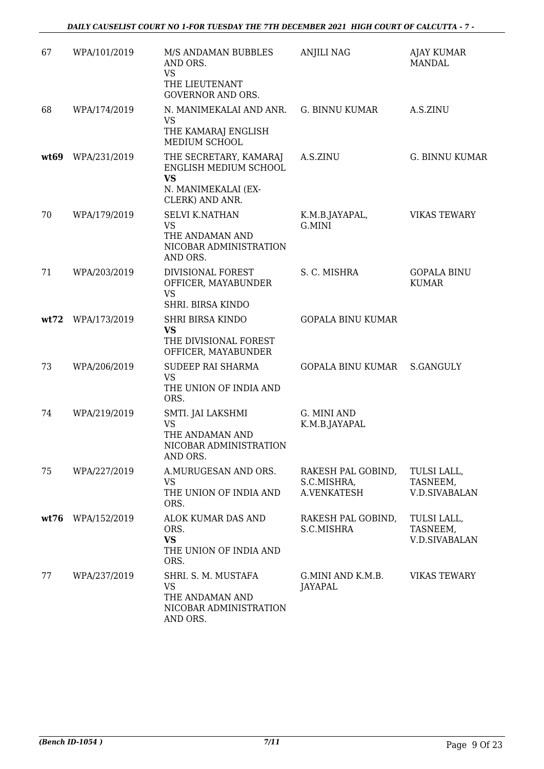| 67 | WPA/101/2019 | M/S ANDAMAN BUBBLES AND ORS.<br>VS<br>THE LIEUTENANT GOVERNOR AND ORS. | ANJILI NAG | AJAY KUMAR MANDAL |
|---|---|---|---|---|
| 68 | WPA/174/2019 | N. MANIMEKALAI AND ANR.<br>VS<br>THE KAMARAJ ENGLISH MEDIUM SCHOOL | G. BINNU KUMAR | A.S.ZINU |
| **wt69** | WPA/231/2019 | THE SECRETARY, KAMARAJ ENGLISH MEDIUM SCHOOL<br>**VS**<br>N. MANIMEKALAI (EX-CLERK) AND ANR. | A.S.ZINU | G. BINNU KUMAR |
| 70 | WPA/179/2019 | SELVI K.NATHAN<br>VS<br>THE ANDAMAN AND NICOBAR ADMINISTRATION AND ORS. | K.M.B.JAYAPAL, G.MINI | VIKAS TEWARY |
| 71 | WPA/203/2019 | DIVISIONAL FOREST OFFICER, MAYABUNDER<br>VS<br>SHRI. BIRSA KINDO | S. C. MISHRA | GOPALA BINU KUMAR |
| **wt72** | WPA/173/2019 | SHRI BIRSA KINDO<br>**VS**<br>THE DIVISIONAL FOREST OFFICER, MAYABUNDER | GOPALA BINU KUMAR | |
| 73 | WPA/206/2019 | SUDEEP RAI SHARMA<br>VS<br>THE UNION OF INDIA AND ORS. | GOPALA BINU KUMAR | S.GANGULY |
| 74 | WPA/219/2019 | SMTI. JAI LAKSHMI<br>VS<br>THE ANDAMAN AND NICOBAR ADMINISTRATION AND ORS. | G. MINI AND K.M.B.JAYAPAL | |
| 75 | WPA/227/2019 | A.MURUGESAN AND ORS.<br>VS<br>THE UNION OF INDIA AND ORS. | RAKESH PAL GOBIND, S.C.MISHRA, A.VENKATESH | TULSI LALL, TASNEEM, V.D.SIVABALAN |
| **wt76** | WPA/152/2019 | ALOK KUMAR DAS AND ORS.<br>**VS**<br>THE UNION OF INDIA AND ORS. | RAKESH PAL GOBIND, S.C.MISHRA | TULSI LALL, TASNEEM, V.D.SIVABALAN |
| 77 | WPA/237/2019 | SHRI. S. M. MUSTAFA<br>VS<br>THE ANDAMAN AND NICOBAR ADMINISTRATION AND ORS. | G.MINI AND K.M.B. JAYAPAL | VIKAS TEWARY |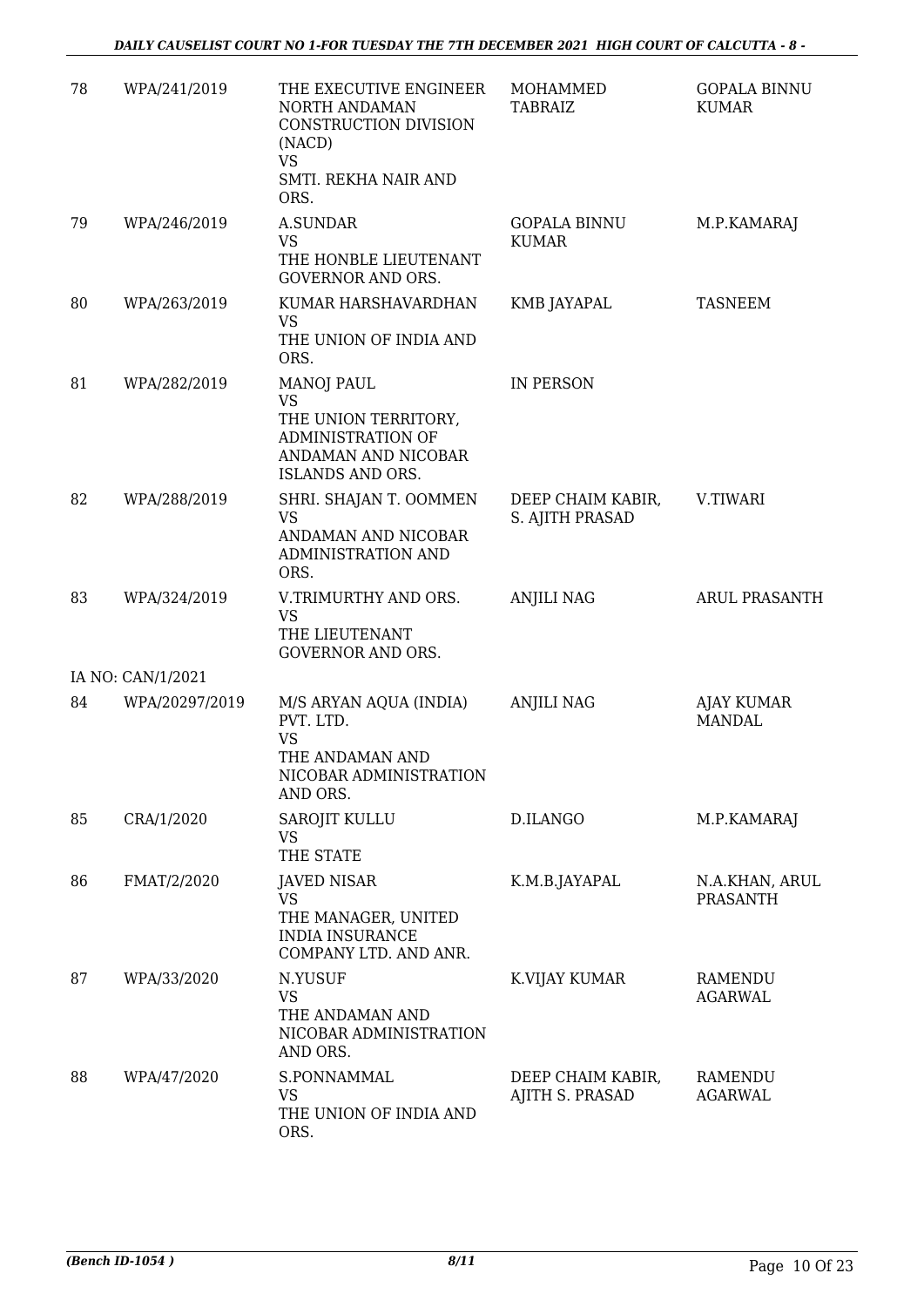| | | | | |
|---|---|---|---|---|
| 78 | WPA/241/2019 | THE EXECUTIVE ENGINEER NORTH ANDAMAN CONSTRUCTION DIVISION (NACD)<br>VS<br>SMTI. REKHA NAIR AND ORS. | MOHAMMED TABRAIZ | GOPALA BINNU KUMAR |
| 79 | WPA/246/2019 | A.SUNDAR<br>VS<br>THE HONBLE LIEUTENANT GOVERNOR AND ORS. | GOPALA BINNU KUMAR | M.P.KAMARAJ |
| 80 | WPA/263/2019 | KUMAR HARSHAVARDHAN<br>VS<br>THE UNION OF INDIA AND ORS. | KMB JAYAPAL | TASNEEM |
| 81 | WPA/282/2019 | MANOJ PAUL<br>VS<br>THE UNION TERRITORY, ADMINISTRATION OF ANDAMAN AND NICOBAR ISLANDS AND ORS. | IN PERSON | |
| 82 | WPA/288/2019 | SHRI. SHAJAN T. OOMMEN<br>VS<br>ANDAMAN AND NICOBAR ADMINISTRATION AND ORS. | DEEP CHAIM KABIR, S. AJITH PRASAD | V.TIWARI |
| 83 | WPA/324/2019 | V.TRIMURTHY AND ORS.<br>VS<br>THE LIEUTENANT GOVERNOR AND ORS. | ANJILI NAG | ARUL PRASANTH |
| | IA NO: CAN/1/2021 | | | |
| 84 | WPA/20297/2019 | M/S ARYAN AQUA (INDIA) PVT. LTD.<br>VS<br>THE ANDAMAN AND NICOBAR ADMINISTRATION AND ORS. | ANJILI NAG | AJAY KUMAR MANDAL |
| 85 | CRA/1/2020 | SAROJIT KULLU<br>VS<br>THE STATE | D.ILANGO | M.P.KAMARAJ |
| 86 | FMAT/2/2020 | JAVED NISAR<br>VS<br>THE MANAGER, UNITED INDIA INSURANCE COMPANY LTD. AND ANR. | K.M.B.JAYAPAL | N.A.KHAN, ARUL PRASANTH |
| 87 | WPA/33/2020 | N.YUSUF<br>VS<br>THE ANDAMAN AND NICOBAR ADMINISTRATION AND ORS. | K.VIJAY KUMAR | RAMENDU AGARWAL |
| 88 | WPA/47/2020 | S.PONNAMMAL<br>VS<br>THE UNION OF INDIA AND ORS. | DEEP CHAIM KABIR, AJITH S. PRASAD | RAMENDU AGARWAL |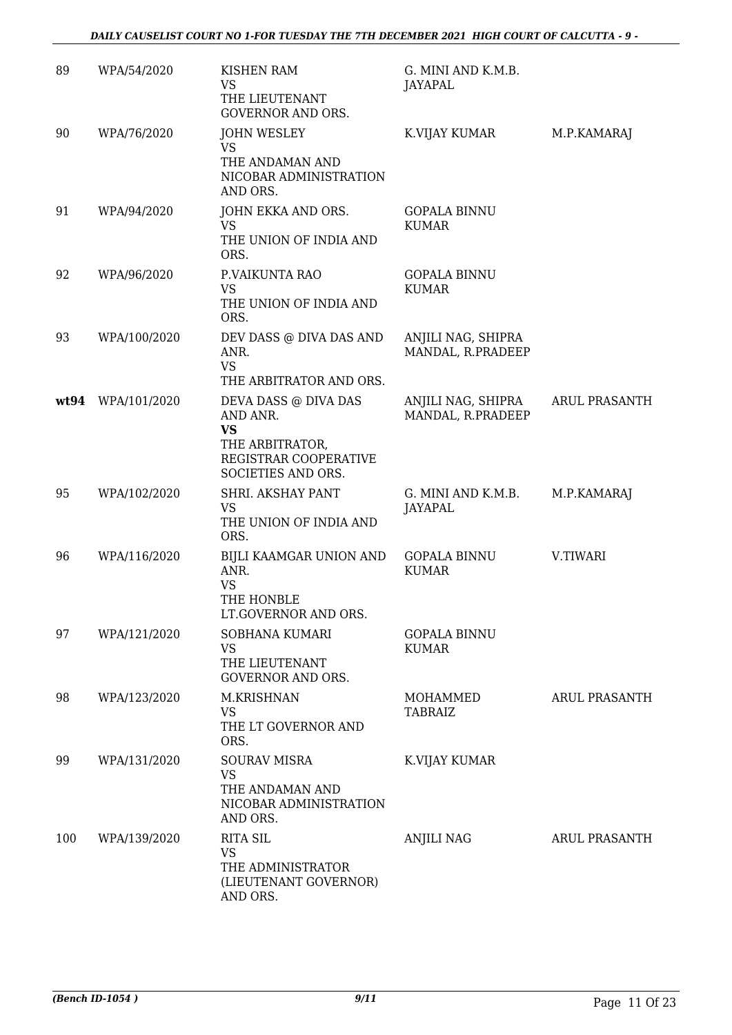| | | | | |
|---|---|---|---|---|
| 89 | WPA/54/2020 | KISHEN RAM<br>VS<br>THE LIEUTENANT GOVERNOR AND ORS. | G. MINI AND K.M.B. JAYAPAL | |
| 90 | WPA/76/2020 | JOHN WESLEY<br>VS<br>THE ANDAMAN AND NICOBAR ADMINISTRATION AND ORS. | K.VIJAY KUMAR | M.P.KAMARAJ |
| 91 | WPA/94/2020 | JOHN EKKA AND ORS.<br>VS<br>THE UNION OF INDIA AND ORS. | GOPALA BINNU KUMAR | |
| 92 | WPA/96/2020 | P.VAIKUNTA RAO<br>VS<br>THE UNION OF INDIA AND ORS. | GOPALA BINNU KUMAR | |
| 93 | WPA/100/2020 | DEV DASS @ DIVA DAS AND ANR.<br>VS<br>THE ARBITRATOR AND ORS. | ANJILI NAG, SHIPRA MANDAL, R.PRADEEP | |
| **wt94** | WPA/101/2020 | DEVA DASS @ DIVA DAS AND ANR.<br>**VS**<br>THE ARBITRATOR, REGISTRAR COOPERATIVE SOCIETIES AND ORS. | ANJILI NAG, SHIPRA MANDAL, R.PRADEEP | ARUL PRASANTH |
| 95 | WPA/102/2020 | SHRI. AKSHAY PANT<br>VS<br>THE UNION OF INDIA AND ORS. | G. MINI AND K.M.B. JAYAPAL | M.P.KAMARAJ |
| 96 | WPA/116/2020 | BIJLI KAAMGAR UNION AND ANR.<br>VS<br>THE HONBLE LT.GOVERNOR AND ORS. | GOPALA BINNU KUMAR | V.TIWARI |
| 97 | WPA/121/2020 | SOBHANA KUMARI<br>VS<br>THE LIEUTENANT GOVERNOR AND ORS. | GOPALA BINNU KUMAR | |
| 98 | WPA/123/2020 | M.KRISHNAN<br>VS<br>THE LT GOVERNOR AND ORS. | MOHAMMED TABRAIZ | ARUL PRASANTH |
| 99 | WPA/131/2020 | SOURAV MISRA<br>VS<br>THE ANDAMAN AND NICOBAR ADMINISTRATION AND ORS. | K.VIJAY KUMAR | |
| 100 | WPA/139/2020 | RITA SIL<br>VS<br>THE ADMINISTRATOR (LIEUTENANT GOVERNOR) AND ORS. | ANJILI NAG | ARUL PRASANTH |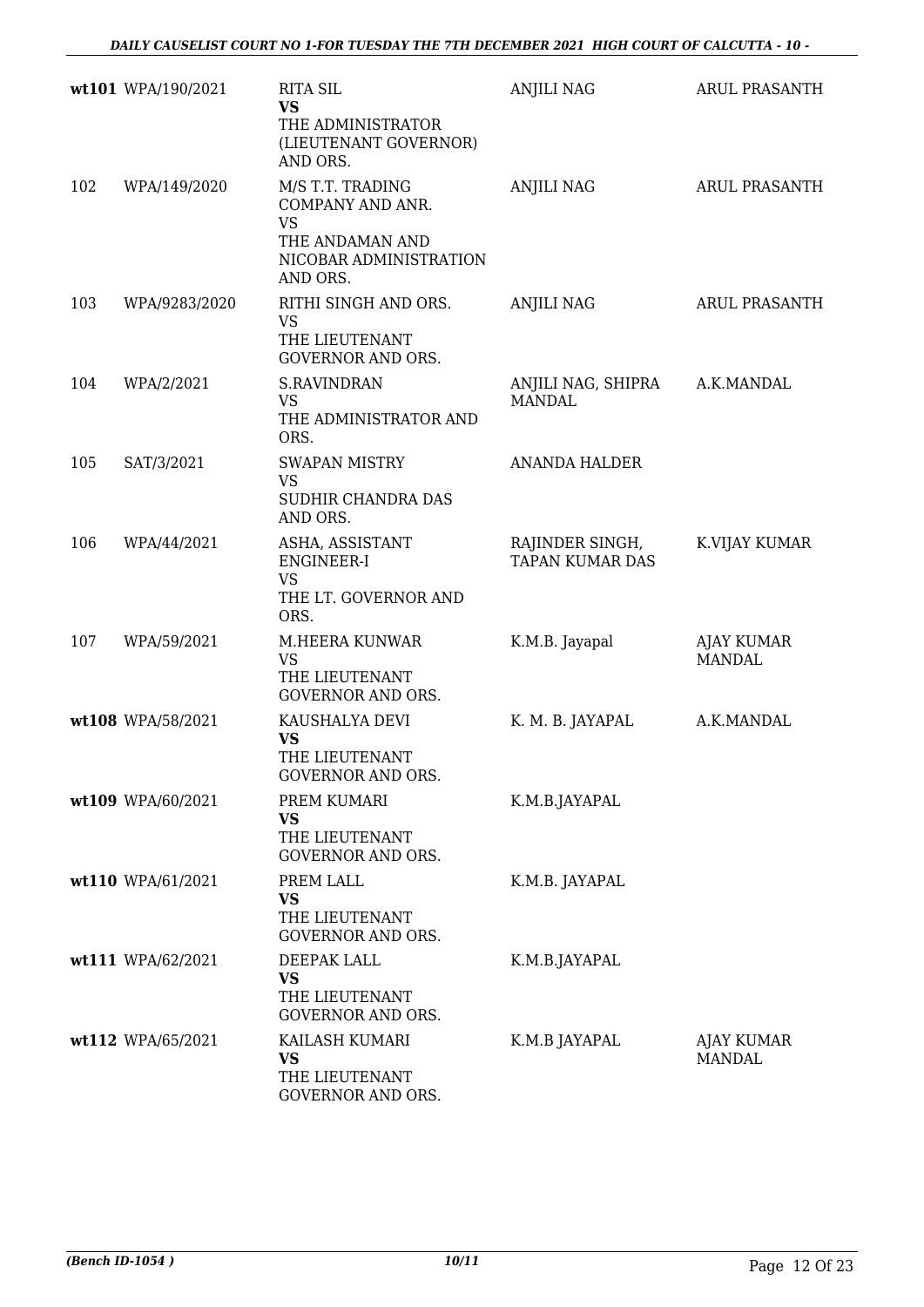| | | | | |
|---|---|---|---|---|
| wt101 | WPA/190/2021 | RITA SIL<br>**VS**<br>THE ADMINISTRATOR (LIEUTENANT GOVERNOR) AND ORS. | ANJILI NAG | ARUL PRASANTH |
| 102 | WPA/149/2020 | M/S T.T. TRADING COMPANY AND ANR.<br>VS<br>THE ANDAMAN AND NICOBAR ADMINISTRATION AND ORS. | ANJILI NAG | ARUL PRASANTH |
| 103 | WPA/9283/2020 | RITHI SINGH AND ORS.<br>VS<br>THE LIEUTENANT GOVERNOR AND ORS. | ANJILI NAG | ARUL PRASANTH |
| 104 | WPA/2/2021 | S.RAVINDRAN<br>VS<br>THE ADMINISTRATOR AND ORS. | ANJILI NAG, SHIPRA MANDAL | A.K.MANDAL |
| 105 | SAT/3/2021 | SWAPAN MISTRY<br>VS<br>SUDHIR CHANDRA DAS AND ORS. | ANANDA HALDER | |
| 106 | WPA/44/2021 | ASHA, ASSISTANT ENGINEER-I<br>VS<br>THE LT. GOVERNOR AND ORS. | RAJINDER SINGH, TAPAN KUMAR DAS | K.VIJAY KUMAR |
| 107 | WPA/59/2021 | M.HEERA KUNWAR<br>VS<br>THE LIEUTENANT GOVERNOR AND ORS. | K.M.B. Jayapal | AJAY KUMAR MANDAL |
| wt108 | WPA/58/2021 | KAUSHALYA DEVI<br>**VS**<br>THE LIEUTENANT GOVERNOR AND ORS. | K. M. B. JAYAPAL | A.K.MANDAL |
| wt109 | WPA/60/2021 | PREM KUMARI<br>**VS**<br>THE LIEUTENANT GOVERNOR AND ORS. | K.M.B.JAYAPAL | |
| wt110 | WPA/61/2021 | PREM LALL<br>**VS**<br>THE LIEUTENANT GOVERNOR AND ORS. | K.M.B. JAYAPAL | |
| wt111 | WPA/62/2021 | DEEPAK LALL<br>**VS**<br>THE LIEUTENANT GOVERNOR AND ORS. | K.M.B.JAYAPAL | |
| wt112 | WPA/65/2021 | KAILASH KUMARI<br>**VS**<br>THE LIEUTENANT GOVERNOR AND ORS. | K.M.B JAYAPAL | AJAY KUMAR MANDAL |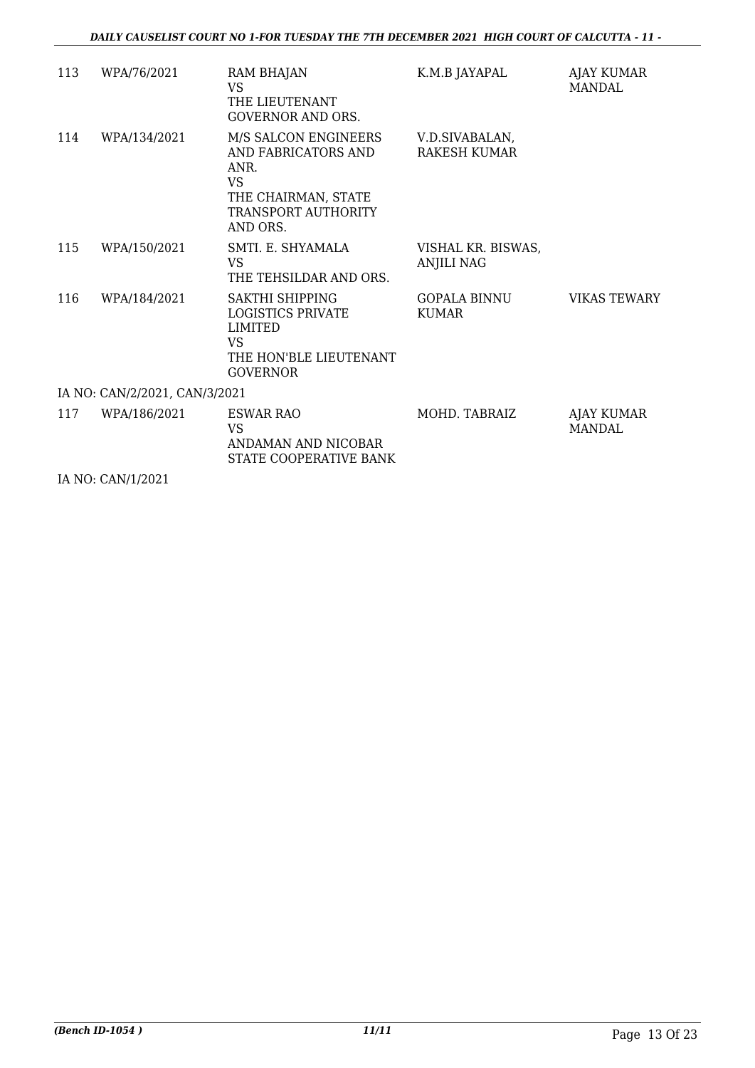| 113 | WPA/76/2021 | RAM BHAJAN<br>VS<br>THE LIEUTENANT GOVERNOR AND ORS. | K.M.B JAYAPAL | AJAY KUMAR MANDAL |
|---|---|---|---|---|
| 114 | WPA/134/2021 | M/S SALCON ENGINEERS AND FABRICATORS AND ANR.<br>VS<br>THE CHAIRMAN, STATE TRANSPORT AUTHORITY AND ORS. | V.D.SIVABALAN, RAKESH KUMAR | |
| 115 | WPA/150/2021 | SMTI. E. SHYAMALA<br>VS<br>THE TEHSILDAR AND ORS. | VISHAL KR. BISWAS, ANJILI NAG | |
| 116 | WPA/184/2021 | SAKTHI SHIPPING LOGISTICS PRIVATE LIMITED<br>VS<br>THE HON'BLE LIEUTENANT GOVERNOR | GOPALA BINNU KUMAR | VIKAS TEWARY |
| | IA NO: CAN/2/2021, CAN/3/2021 | | | |
| 117 | WPA/186/2021 | ESWAR RAO<br>VS<br>ANDAMAN AND NICOBAR STATE COOPERATIVE BANK | MOHD. TABRAIZ | AJAY KUMAR MANDAL |
| | IA NO: CAN/1/2021 | | | |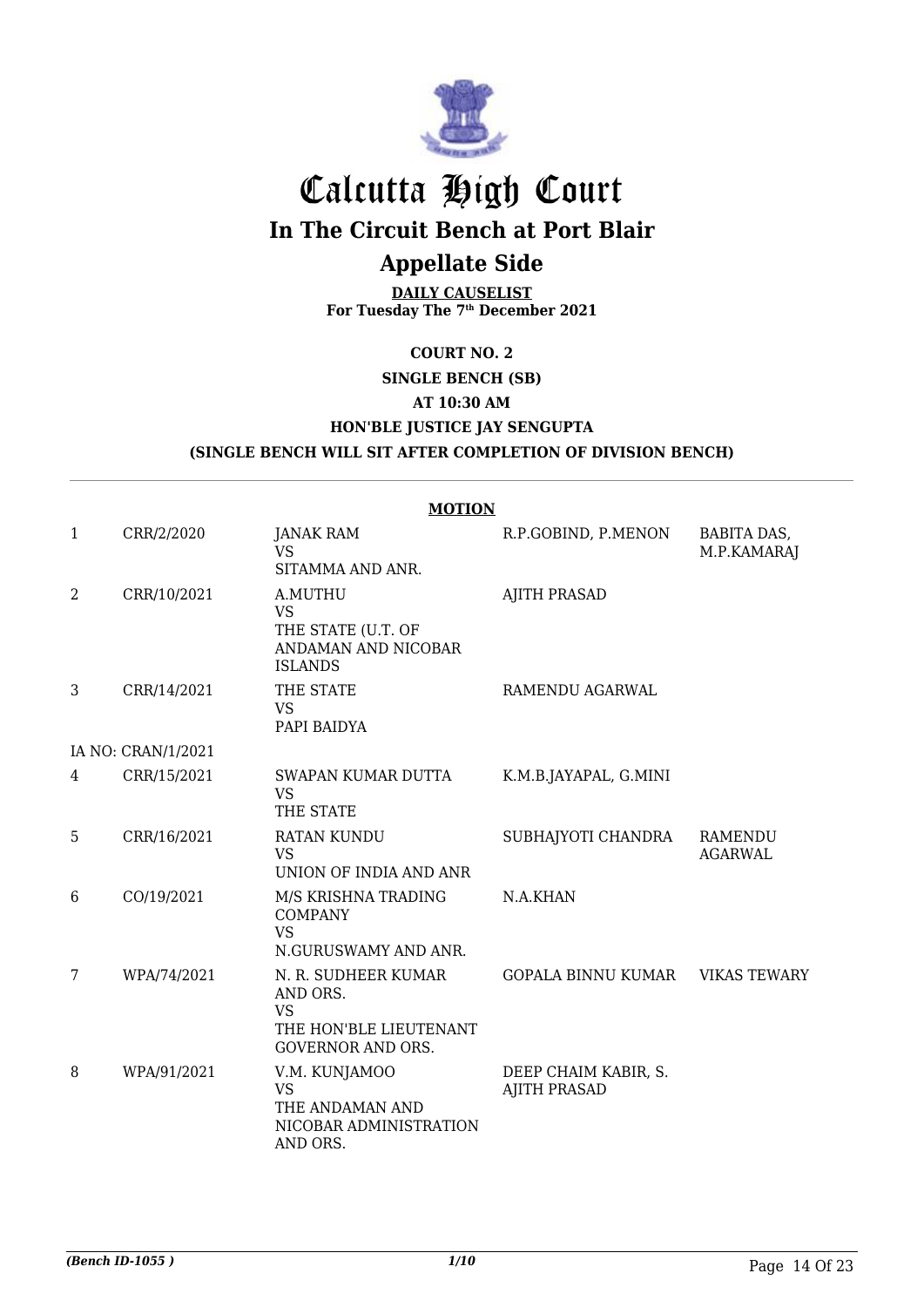# Calcutta High Court

## In The Circuit Bench at Port Blair

## Appellate Side

**DAILY CAUSELIST**
**For Tuesday The 7th December 2021**

**COURT NO. 2**

**SINGLE BENCH (SB)**

**AT 10:30 AM**

**HON'BLE JUSTICE JAY SENGUPTA**

**(SINGLE BENCH WILL SIT AFTER COMPLETION OF DIVISION BENCH)**

**MOTION**

| | | | | |
|---|---|---|---|---|
| 1 | CRR/2/2020 | JANAK RAM<br>VS<br>SITAMMA AND ANR. | R.P.GOBIND, P.MENON | BABITA DAS, M.P.KAMARAJ |
| 2 | CRR/10/2021 | A.MUTHU<br>VS<br>THE STATE (U.T. OF ANDAMAN AND NICOBAR ISLANDS | AJITH PRASAD | |
| 3 | CRR/14/2021 | THE STATE<br>VS<br>PAPI BAIDYA | RAMENDU AGARWAL | |
| | IA NO: CRAN/1/2021 | | | |
| 4 | CRR/15/2021 | SWAPAN KUMAR DUTTA<br>VS<br>THE STATE | K.M.B.JAYAPAL, G.MINI | |
| 5 | CRR/16/2021 | RATAN KUNDU<br>VS<br>UNION OF INDIA AND ANR | SUBHAJYOTI CHANDRA | RAMENDU AGARWAL |
| 6 | CO/19/2021 | M/S KRISHNA TRADING COMPANY<br>VS<br>N.GURUSWAMY AND ANR. | N.A.KHAN | |
| 7 | WPA/74/2021 | N. R. SUDHEER KUMAR AND ORS.<br>VS<br>THE HON'BLE LIEUTENANT GOVERNOR AND ORS. | GOPALA BINNU KUMAR | VIKAS TEWARY |
| 8 | WPA/91/2021 | V.M. KUNJAMOO<br>VS<br>THE ANDAMAN AND NICOBAR ADMINISTRATION AND ORS. | DEEP CHAIM KABIR, S. AJITH PRASAD | |

*(Bench ID-1055 )* 1/10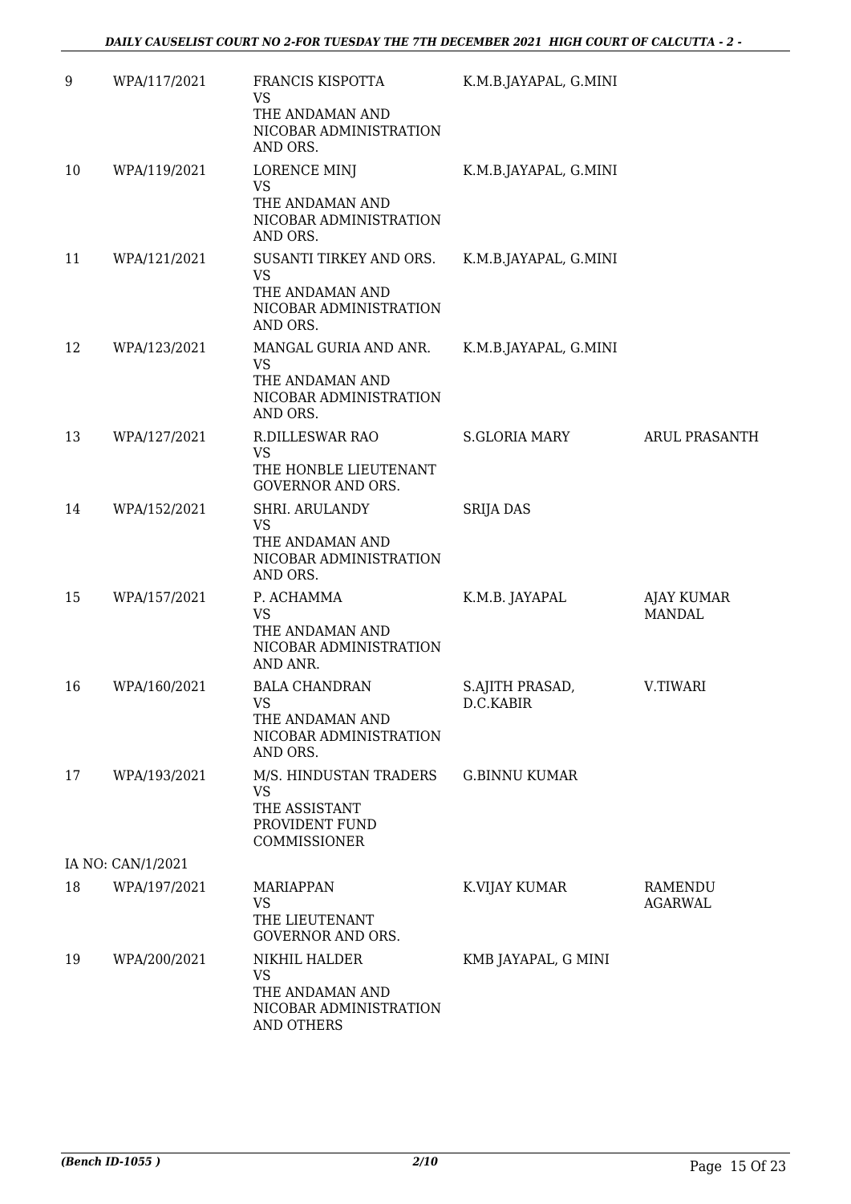| 9 | WPA/117/2021 | FRANCIS KISPOTTA<br>VS<br>THE ANDAMAN AND NICOBAR ADMINISTRATION AND ORS. | K.M.B.JAYAPAL, G.MINI | |
|---|---|---|---|---|
| 10 | WPA/119/2021 | LORENCE MINJ<br>VS<br>THE ANDAMAN AND NICOBAR ADMINISTRATION AND ORS. | K.M.B.JAYAPAL, G.MINI | |
| 11 | WPA/121/2021 | SUSANTI TIRKEY AND ORS.<br>VS<br>THE ANDAMAN AND NICOBAR ADMINISTRATION AND ORS. | K.M.B.JAYAPAL, G.MINI | |
| 12 | WPA/123/2021 | MANGAL GURIA AND ANR.<br>VS<br>THE ANDAMAN AND NICOBAR ADMINISTRATION AND ORS. | K.M.B.JAYAPAL, G.MINI | |
| 13 | WPA/127/2021 | R.DILLESWAR RAO<br>VS<br>THE HONBLE LIEUTENANT GOVERNOR AND ORS. | S.GLORIA MARY | ARUL PRASANTH |
| 14 | WPA/152/2021 | SHRI. ARULANDY<br>VS<br>THE ANDAMAN AND NICOBAR ADMINISTRATION AND ORS. | SRIJA DAS | |
| 15 | WPA/157/2021 | P. ACHAMMA<br>VS<br>THE ANDAMAN AND NICOBAR ADMINISTRATION AND ANR. | K.M.B. JAYAPAL | AJAY KUMAR MANDAL |
| 16 | WPA/160/2021 | BALA CHANDRAN<br>VS<br>THE ANDAMAN AND NICOBAR ADMINISTRATION AND ORS. | S.AJITH PRASAD, D.C.KABIR | V.TIWARI |
| 17 | WPA/193/2021 | M/S. HINDUSTAN TRADERS<br>VS<br>THE ASSISTANT PROVIDENT FUND COMMISSIONER | G.BINNU KUMAR | |
| | IA NO: CAN/1/2021 | | | |
| 18 | WPA/197/2021 | MARIAPPAN<br>VS<br>THE LIEUTENANT GOVERNOR AND ORS. | K.VIJAY KUMAR | RAMENDU AGARWAL |
| 19 | WPA/200/2021 | NIKHIL HALDER<br>VS<br>THE ANDAMAN AND NICOBAR ADMINISTRATION AND OTHERS | KMB JAYAPAL, G MINI | |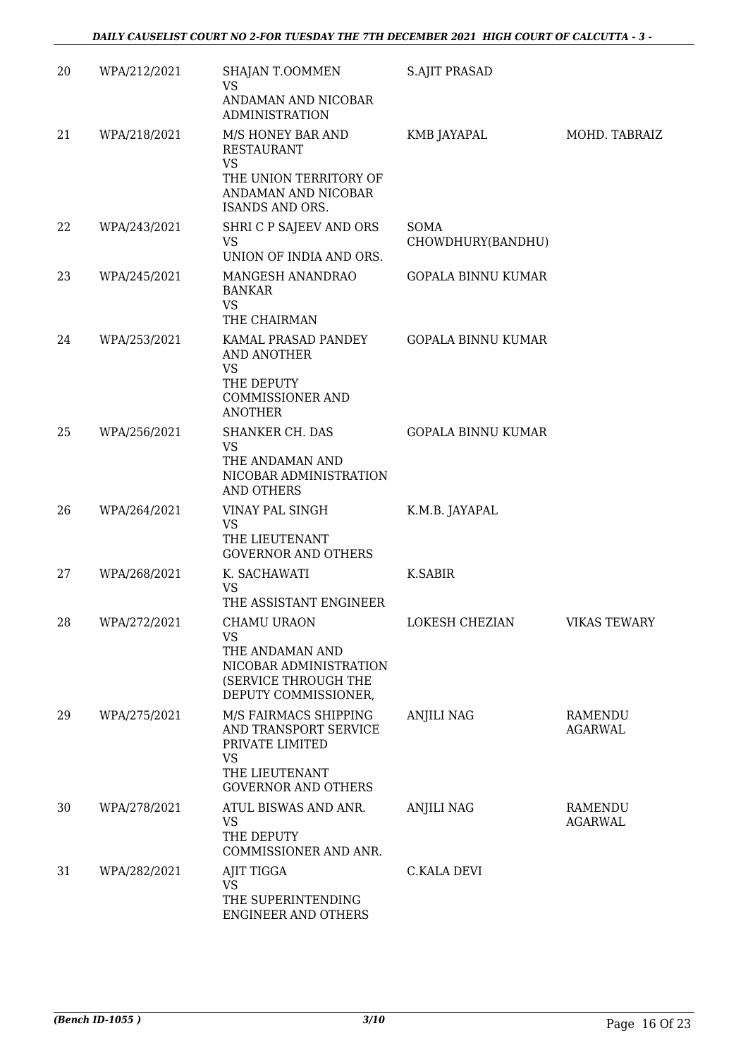| | | | | |
|---|---|---|---|---|
| 20 | WPA/212/2021 | SHAJAN T.OOMMEN<br>VS<br>ANDAMAN AND NICOBAR ADMINISTRATION | S.AJIT PRASAD | |
| 21 | WPA/218/2021 | M/S HONEY BAR AND RESTAURANT<br>VS<br>THE UNION TERRITORY OF ANDAMAN AND NICOBAR ISANDS AND ORS. | KMB JAYAPAL | MOHD. TABRAIZ |
| 22 | WPA/243/2021 | SHRI C P SAJEEV AND ORS<br>VS<br>UNION OF INDIA AND ORS. | SOMA CHOWDHURY(BANDHU) | |
| 23 | WPA/245/2021 | MANGESH ANANDRAO BANKAR<br>VS<br>THE CHAIRMAN | GOPALA BINNU KUMAR | |
| 24 | WPA/253/2021 | KAMAL PRASAD PANDEY AND ANOTHER<br>VS<br>THE DEPUTY COMMISSIONER AND ANOTHER | GOPALA BINNU KUMAR | |
| 25 | WPA/256/2021 | SHANKER CH. DAS<br>VS<br>THE ANDAMAN AND NICOBAR ADMINISTRATION AND OTHERS | GOPALA BINNU KUMAR | |
| 26 | WPA/264/2021 | VINAY PAL SINGH<br>VS<br>THE LIEUTENANT GOVERNOR AND OTHERS | K.M.B. JAYAPAL | |
| 27 | WPA/268/2021 | K. SACHAWATI<br>VS<br>THE ASSISTANT ENGINEER | K.SABIR | |
| 28 | WPA/272/2021 | CHAMU URAON<br>VS<br>THE ANDAMAN AND NICOBAR ADMINISTRATION (SERVICE THROUGH THE DEPUTY COMMISSIONER, | LOKESH CHEZIAN | VIKAS TEWARY |
| 29 | WPA/275/2021 | M/S FAIRMACS SHIPPING AND TRANSPORT SERVICE PRIVATE LIMITED<br>VS<br>THE LIEUTENANT GOVERNOR AND OTHERS | ANJILI NAG | RAMENDU AGARWAL |
| 30 | WPA/278/2021 | ATUL BISWAS AND ANR.<br>VS<br>THE DEPUTY COMMISSIONER AND ANR. | ANJILI NAG | RAMENDU AGARWAL |
| 31 | WPA/282/2021 | AJIT TIGGA<br>VS<br>THE SUPERINTENDING ENGINEER AND OTHERS | C.KALA DEVI | |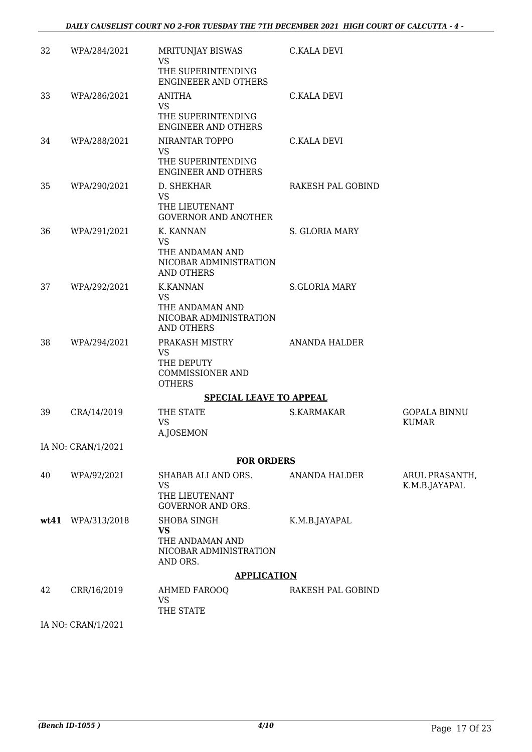| | | | | |
|---|---|---|---|---|
| 32 | WPA/284/2021 | MRITUNJAY BISWAS<br>VS<br>THE SUPERINTENDING ENGINEEER AND OTHERS | C.KALA DEVI | |
| 33 | WPA/286/2021 | ANITHA<br>VS<br>THE SUPERINTENDING ENGINEER AND OTHERS | C.KALA DEVI | |
| 34 | WPA/288/2021 | NIRANTAR TOPPO<br>VS<br>THE SUPERINTENDING ENGINEER AND OTHERS | C.KALA DEVI | |
| 35 | WPA/290/2021 | D. SHEKHAR<br>VS<br>THE LIEUTENANT GOVERNOR AND ANOTHER | RAKESH PAL GOBIND | |
| 36 | WPA/291/2021 | K. KANNAN<br>VS<br>THE ANDAMAN AND NICOBAR ADMINISTRATION AND OTHERS | S. GLORIA MARY | |
| 37 | WPA/292/2021 | K.KANNAN<br>VS<br>THE ANDAMAN AND NICOBAR ADMINISTRATION AND OTHERS | S.GLORIA MARY | |
| 38 | WPA/294/2021 | PRAKASH MISTRY<br>VS<br>THE DEPUTY COMMISSIONER AND OTHERS | ANANDA HALDER | |

**SPECIAL LEAVE TO APPEAL**

| | | | | |
|---|---|---|---|---|
| 39 | CRA/14/2019 | THE STATE<br>VS<br>A.JOSEMON | S.KARMAKAR | GOPALA BINNU KUMAR |

IA NO: CRAN/1/2021

**FOR ORDERS**

| | | | | |
|---|---|---|---|---|
| 40 | WPA/92/2021 | SHABAB ALI AND ORS.<br>VS<br>THE LIEUTENANT GOVERNOR AND ORS. | ANANDA HALDER | ARUL PRASANTH, K.M.B.JAYAPAL |
| **wt41** | WPA/313/2018 | SHOBA SINGH<br>**VS**<br>THE ANDAMAN AND NICOBAR ADMINISTRATION AND ORS. | K.M.B.JAYAPAL | |

**APPLICATION**

| | | | | |
|---|---|---|---|---|
| 42 | CRR/16/2019 | AHMED FAROOQ<br>VS<br>THE STATE | RAKESH PAL GOBIND | |

IA NO: CRAN/1/2021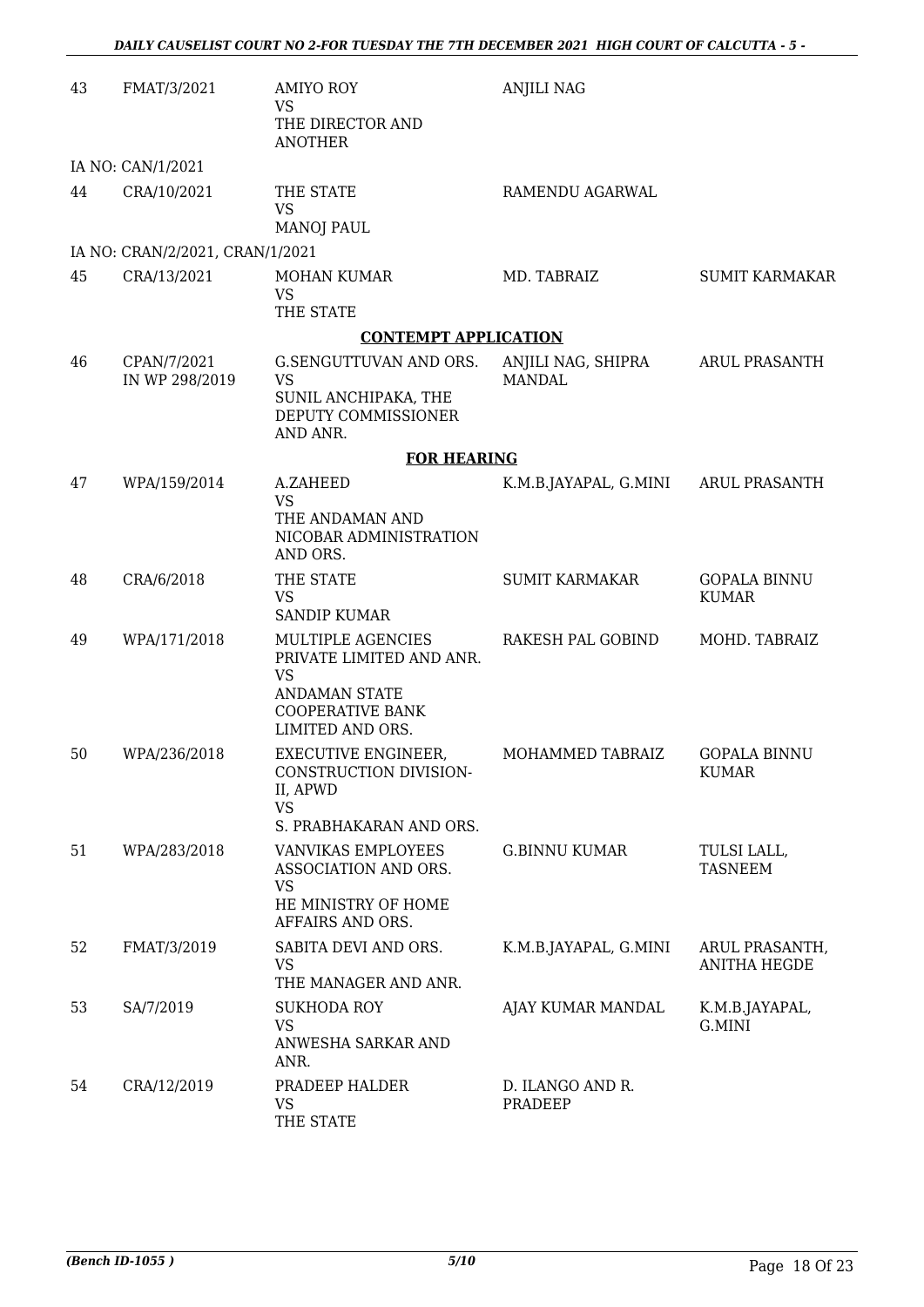| | | | | |
|---|---|---|---|---|
| 43 | FMAT/3/2021 | AMIYO ROY<br>VS<br>THE DIRECTOR AND ANOTHER | ANJILI NAG | |
| IA NO: CAN/1/2021 | | | | |
| 44 | CRA/10/2021 | THE STATE<br>VS<br>MANOJ PAUL | RAMENDU AGARWAL | |
| IA NO: CRAN/2/2021, CRAN/1/2021 | | | | |
| 45 | CRA/13/2021 | MOHAN KUMAR<br>VS<br>THE STATE | MD. TABRAIZ | SUMIT KARMAKAR |

**CONTEMPT APPLICATION**

| | | | | |
|---|---|---|---|---|
| 46 | CPAN/7/2021<br>IN WP 298/2019 | G.SENGUTTUVAN AND ORS.<br>VS<br>SUNIL ANCHIPAKA, THE DEPUTY COMMISSIONER AND ANR. | ANJILI NAG, SHIPRA MANDAL | ARUL PRASANTH |

**FOR HEARING**

| | | | | |
|---|---|---|---|---|
| 47 | WPA/159/2014 | A.ZAHEED<br>VS<br>THE ANDAMAN AND NICOBAR ADMINISTRATION AND ORS. | K.M.B.JAYAPAL, G.MINI | ARUL PRASANTH |
| 48 | CRA/6/2018 | THE STATE<br>VS<br>SANDIP KUMAR | SUMIT KARMAKAR | GOPALA BINNU KUMAR |
| 49 | WPA/171/2018 | MULTIPLE AGENCIES PRIVATE LIMITED AND ANR.<br>VS<br>ANDAMAN STATE COOPERATIVE BANK LIMITED AND ORS. | RAKESH PAL GOBIND | MOHD. TABRAIZ |
| 50 | WPA/236/2018 | EXECUTIVE ENGINEER, CONSTRUCTION DIVISION-II, APWD<br>VS<br>S. PRABHAKARAN AND ORS. | MOHAMMED TABRAIZ | GOPALA BINNU KUMAR |
| 51 | WPA/283/2018 | VANVIKAS EMPLOYEES ASSOCIATION AND ORS.<br>VS<br>HE MINISTRY OF HOME AFFAIRS AND ORS. | G.BINNU KUMAR | TULSI LALL, TASNEEM |
| 52 | FMAT/3/2019 | SABITA DEVI AND ORS.<br>VS<br>THE MANAGER AND ANR. | K.M.B.JAYAPAL, G.MINI | ARUL PRASANTH, ANITHA HEGDE |
| 53 | SA/7/2019 | SUKHODA ROY<br>VS<br>ANWESHA SARKAR AND ANR. | AJAY KUMAR MANDAL | K.M.B.JAYAPAL, G.MINI |
| 54 | CRA/12/2019 | PRADEEP HALDER<br>VS<br>THE STATE | D. ILANGO AND R. PRADEEP | |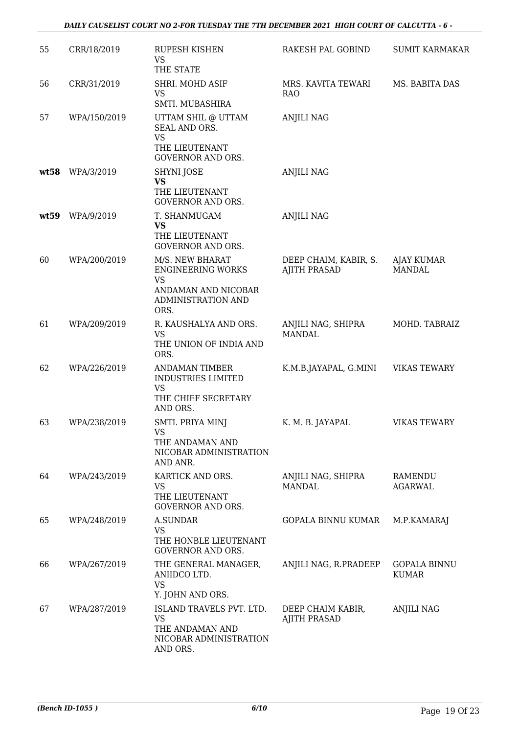| 55 | CRR/18/2019 | RUPESH KISHEN<br>VS<br>THE STATE | RAKESH PAL GOBIND | SUMIT KARMAKAR |
|---|---|---|---|---|
| 56 | CRR/31/2019 | SHRI. MOHD ASIF<br>VS<br>SMTI. MUBASHIRA | MRS. KAVITA TEWARI RAO | MS. BABITA DAS |
| 57 | WPA/150/2019 | UTTAM SHIL @ UTTAM SEAL AND ORS.<br>VS<br>THE LIEUTENANT GOVERNOR AND ORS. | ANJILI NAG | |
| **wt58** | WPA/3/2019 | SHYNI JOSE<br>**VS**<br>THE LIEUTENANT GOVERNOR AND ORS. | ANJILI NAG | |
| **wt59** | WPA/9/2019 | T. SHANMUGAM<br>**VS**<br>THE LIEUTENANT GOVERNOR AND ORS. | ANJILI NAG | |
| 60 | WPA/200/2019 | M/S. NEW BHARAT ENGINEERING WORKS<br>VS<br>ANDAMAN AND NICOBAR ADMINISTRATION AND ORS. | DEEP CHAIM, KABIR, S. AJITH PRASAD | AJAY KUMAR MANDAL |
| 61 | WPA/209/2019 | R. KAUSHALYA AND ORS.<br>VS<br>THE UNION OF INDIA AND ORS. | ANJILI NAG, SHIPRA MANDAL | MOHD. TABRAIZ |
| 62 | WPA/226/2019 | ANDAMAN TIMBER INDUSTRIES LIMITED<br>VS<br>THE CHIEF SECRETARY AND ORS. | K.M.B.JAYAPAL, G.MINI | VIKAS TEWARY |
| 63 | WPA/238/2019 | SMTI. PRIYA MINJ<br>VS<br>THE ANDAMAN AND NICOBAR ADMINISTRATION AND ANR. | K. M. B. JAYAPAL | VIKAS TEWARY |
| 64 | WPA/243/2019 | KARTICK AND ORS.<br>VS<br>THE LIEUTENANT GOVERNOR AND ORS. | ANJILI NAG, SHIPRA MANDAL | RAMENDU AGARWAL |
| 65 | WPA/248/2019 | A.SUNDAR<br>VS<br>THE HONBLE LIEUTENANT GOVERNOR AND ORS. | GOPALA BINNU KUMAR | M.P.KAMARAJ |
| 66 | WPA/267/2019 | THE GENERAL MANAGER, ANIIDCO LTD.<br>VS<br>Y. JOHN AND ORS. | ANJILI NAG, R.PRADEEP | GOPALA BINNU KUMAR |
| 67 | WPA/287/2019 | ISLAND TRAVELS PVT. LTD.<br>VS<br>THE ANDAMAN AND NICOBAR ADMINISTRATION AND ORS. | DEEP CHAIM KABIR, AJITH PRASAD | ANJILI NAG |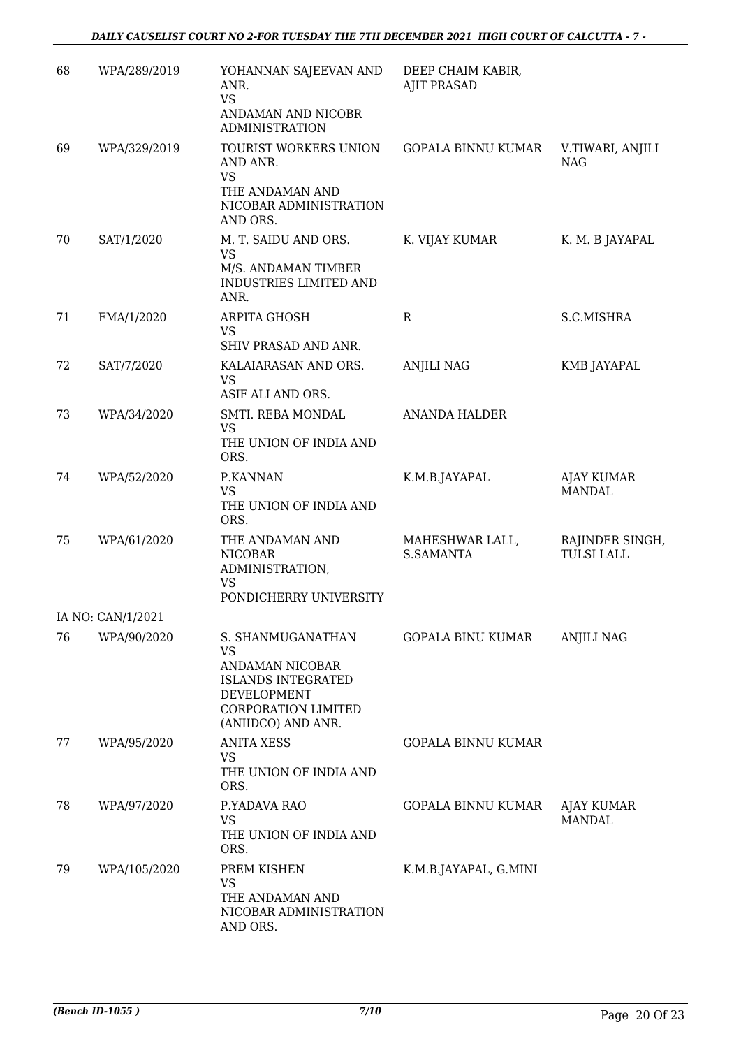| | | | | |
|---|---|---|---|---|
| 68 | WPA/289/2019 | YOHANNAN SAJEEVAN AND ANR.<br>VS<br>ANDAMAN AND NICOBR ADMINISTRATION | DEEP CHAIM KABIR, AJIT PRASAD | |
| 69 | WPA/329/2019 | TOURIST WORKERS UNION AND ANR.<br>VS<br>THE ANDAMAN AND NICOBAR ADMINISTRATION AND ORS. | GOPALA BINNU KUMAR | V.TIWARI, ANJILI NAG |
| 70 | SAT/1/2020 | M. T. SAIDU AND ORS.<br>VS<br>M/S. ANDAMAN TIMBER INDUSTRIES LIMITED AND ANR. | K. VIJAY KUMAR | K. M. B JAYAPAL |
| 71 | FMA/1/2020 | ARPITA GHOSH<br>VS<br>SHIV PRASAD AND ANR. | R | S.C.MISHRA |
| 72 | SAT/7/2020 | KALAIARASAN AND ORS.<br>VS<br>ASIF ALI AND ORS. | ANJILI NAG | KMB JAYAPAL |
| 73 | WPA/34/2020 | SMTI. REBA MONDAL<br>VS<br>THE UNION OF INDIA AND ORS. | ANANDA HALDER | |
| 74 | WPA/52/2020 | P.KANNAN<br>VS<br>THE UNION OF INDIA AND ORS. | K.M.B.JAYAPAL | AJAY KUMAR MANDAL |
| 75 | WPA/61/2020 | THE ANDAMAN AND NICOBAR ADMINISTRATION,<br>VS<br>PONDICHERRY UNIVERSITY | MAHESHWAR LALL, S.SAMANTA | RAJINDER SINGH, TULSI LALL |
| IA NO: CAN/1/2021 | | | | |
| 76 | WPA/90/2020 | S. SHANMUGANATHAN<br>VS<br>ANDAMAN NICOBAR ISLANDS INTEGRATED DEVELOPMENT CORPORATION LIMITED (ANIIDCO) AND ANR. | GOPALA BINU KUMAR | ANJILI NAG |
| 77 | WPA/95/2020 | ANITA XESS<br>VS<br>THE UNION OF INDIA AND ORS. | GOPALA BINNU KUMAR | |
| 78 | WPA/97/2020 | P.YADAVA RAO<br>VS<br>THE UNION OF INDIA AND ORS. | GOPALA BINNU KUMAR | AJAY KUMAR MANDAL |
| 79 | WPA/105/2020 | PREM KISHEN<br>VS<br>THE ANDAMAN AND NICOBAR ADMINISTRATION AND ORS. | K.M.B.JAYAPAL, G.MINI | |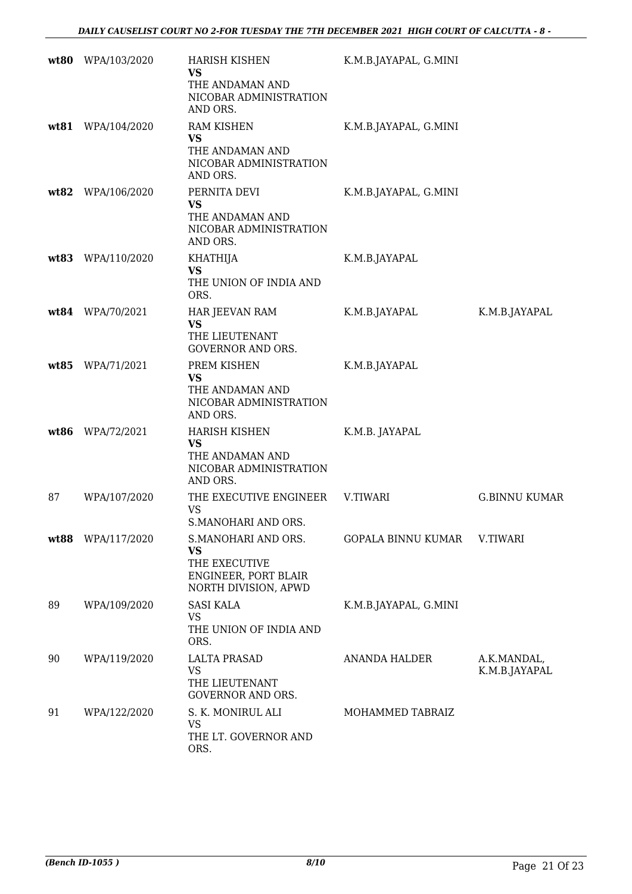| | | | | |
|---|---|---|---|---|
| **wt80** | WPA/103/2020 | HARISH KISHEN **VS** THE ANDAMAN AND NICOBAR ADMINISTRATION AND ORS. | K.M.B.JAYAPAL, G.MINI | |
| **wt81** | WPA/104/2020 | RAM KISHEN **VS** THE ANDAMAN AND NICOBAR ADMINISTRATION AND ORS. | K.M.B.JAYAPAL, G.MINI | |
| **wt82** | WPA/106/2020 | PERNITA DEVI **VS** THE ANDAMAN AND NICOBAR ADMINISTRATION AND ORS. | K.M.B.JAYAPAL, G.MINI | |
| **wt83** | WPA/110/2020 | KHATHIJA **VS** THE UNION OF INDIA AND ORS. | K.M.B.JAYAPAL | |
| **wt84** | WPA/70/2021 | HAR JEEVAN RAM **VS** THE LIEUTENANT GOVERNOR AND ORS. | K.M.B.JAYAPAL | K.M.B.JAYAPAL |
| **wt85** | WPA/71/2021 | PREM KISHEN **VS** THE ANDAMAN AND NICOBAR ADMINISTRATION AND ORS. | K.M.B.JAYAPAL | |
| **wt86** | WPA/72/2021 | HARISH KISHEN **VS** THE ANDAMAN AND NICOBAR ADMINISTRATION AND ORS. | K.M.B. JAYAPAL | |
| 87 | WPA/107/2020 | THE EXECUTIVE ENGINEER VS S.MANOHARI AND ORS. | V.TIWARI | G.BINNU KUMAR |
| **wt88** | WPA/117/2020 | S.MANOHARI AND ORS. **VS** THE EXECUTIVE ENGINEER, PORT BLAIR NORTH DIVISION, APWD | GOPALA BINNU KUMAR | V.TIWARI |
| 89 | WPA/109/2020 | SASI KALA VS THE UNION OF INDIA AND ORS. | K.M.B.JAYAPAL, G.MINI | |
| 90 | WPA/119/2020 | LALTA PRASAD VS THE LIEUTENANT GOVERNOR AND ORS. | ANANDA HALDER | A.K.MANDAL, K.M.B.JAYAPAL |
| 91 | WPA/122/2020 | S. K. MONIRUL ALI VS THE LT. GOVERNOR AND ORS. | MOHAMMED TABRAIZ | |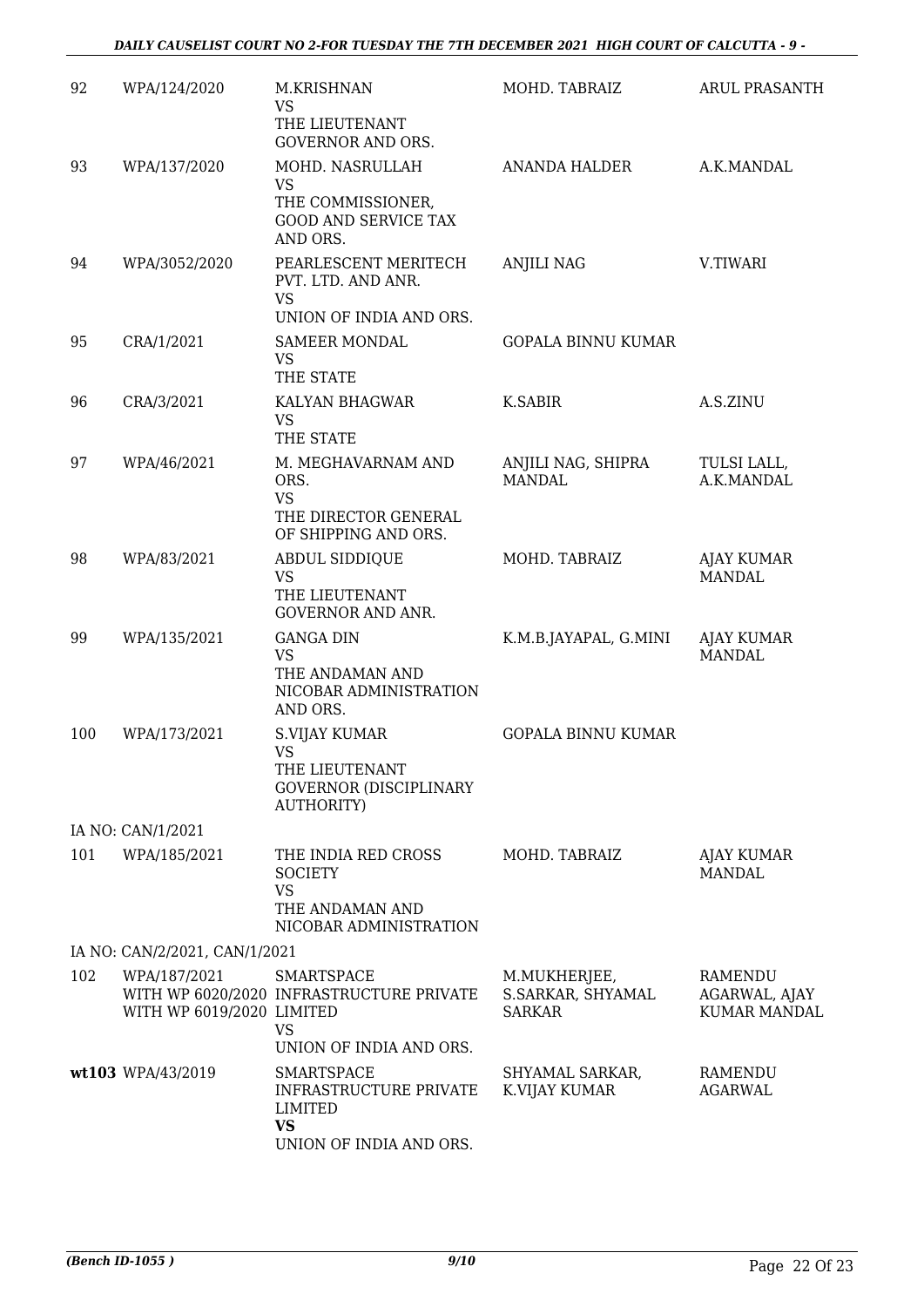| | | | | |
|---|---|---|---|---|
| 92 | WPA/124/2020 | M.KRISHNAN<br>VS<br>THE LIEUTENANT GOVERNOR AND ORS. | MOHD. TABRAIZ | ARUL PRASANTH |
| 93 | WPA/137/2020 | MOHD. NASRULLAH<br>VS<br>THE COMMISSIONER, GOOD AND SERVICE TAX AND ORS. | ANANDA HALDER | A.K.MANDAL |
| 94 | WPA/3052/2020 | PEARLESCENT MERITECH PVT. LTD. AND ANR.<br>VS<br>UNION OF INDIA AND ORS. | ANJILI NAG | V.TIWARI |
| 95 | CRA/1/2021 | SAMEER MONDAL<br>VS<br>THE STATE | GOPALA BINNU KUMAR | |
| 96 | CRA/3/2021 | KALYAN BHAGWAR<br>VS<br>THE STATE | K.SABIR | A.S.ZINU |
| 97 | WPA/46/2021 | M. MEGHAVARNAM AND ORS.<br>VS<br>THE DIRECTOR GENERAL OF SHIPPING AND ORS. | ANJILI NAG, SHIPRA MANDAL | TULSI LALL, A.K.MANDAL |
| 98 | WPA/83/2021 | ABDUL SIDDIQUE<br>VS<br>THE LIEUTENANT GOVERNOR AND ANR. | MOHD. TABRAIZ | AJAY KUMAR MANDAL |
| 99 | WPA/135/2021 | GANGA DIN<br>VS<br>THE ANDAMAN AND NICOBAR ADMINISTRATION AND ORS. | K.M.B.JAYAPAL, G.MINI | AJAY KUMAR MANDAL |
| 100 | WPA/173/2021 | S.VIJAY KUMAR<br>VS<br>THE LIEUTENANT GOVERNOR (DISCIPLINARY AUTHORITY) | GOPALA BINNU KUMAR | |
| | IA NO: CAN/1/2021 | | | |
| 101 | WPA/185/2021 | THE INDIA RED CROSS SOCIETY<br>VS<br>THE ANDAMAN AND NICOBAR ADMINISTRATION | MOHD. TABRAIZ | AJAY KUMAR MANDAL |
| | IA NO: CAN/2/2021, CAN/1/2021 | | | |
| 102 | WPA/187/2021 WITH WP 6020/2020 WITH WP 6019/2020 | SMARTSPACE INFRASTRUCTURE PRIVATE LIMITED<br>VS<br>UNION OF INDIA AND ORS. | M.MUKHERJEE, S.SARKAR, SHYAMAL SARKAR | RAMENDU AGARWAL, AJAY KUMAR MANDAL |
| **wt**103 | WPA/43/2019 | SMARTSPACE INFRASTRUCTURE PRIVATE LIMITED<br>**VS**<br>UNION OF INDIA AND ORS. | SHYAMAL SARKAR, K.VIJAY KUMAR | RAMENDU AGARWAL |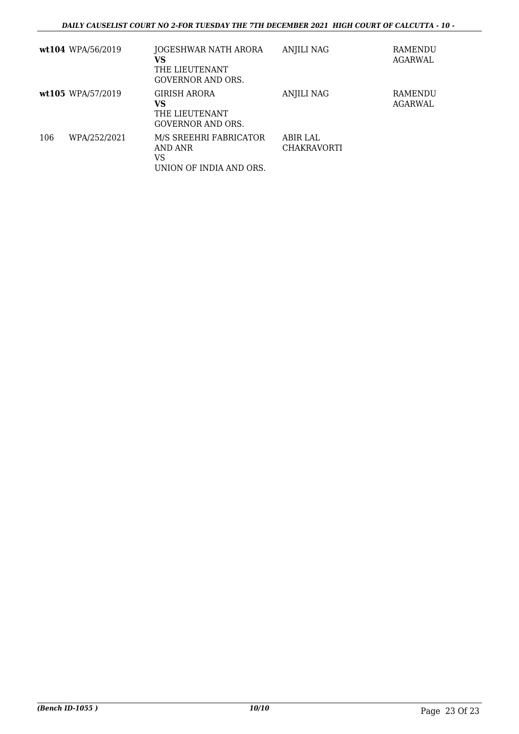| | | | | |
|---|---|---|---|---|
| **wt104** | WPA/56/2019 | JOGESHWAR NATH ARORA<br>**VS**<br>THE LIEUTENANT GOVERNOR AND ORS. | ANJILI NAG | RAMENDU AGARWAL |
| **wt105** | WPA/57/2019 | GIRISH ARORA<br>**VS**<br>THE LIEUTENANT GOVERNOR AND ORS. | ANJILI NAG | RAMENDU AGARWAL |
| 106 | WPA/252/2021 | M/S SREEHRI FABRICATOR AND ANR<br>VS<br>UNION OF INDIA AND ORS. | ABIR LAL CHAKRAVORTI | |